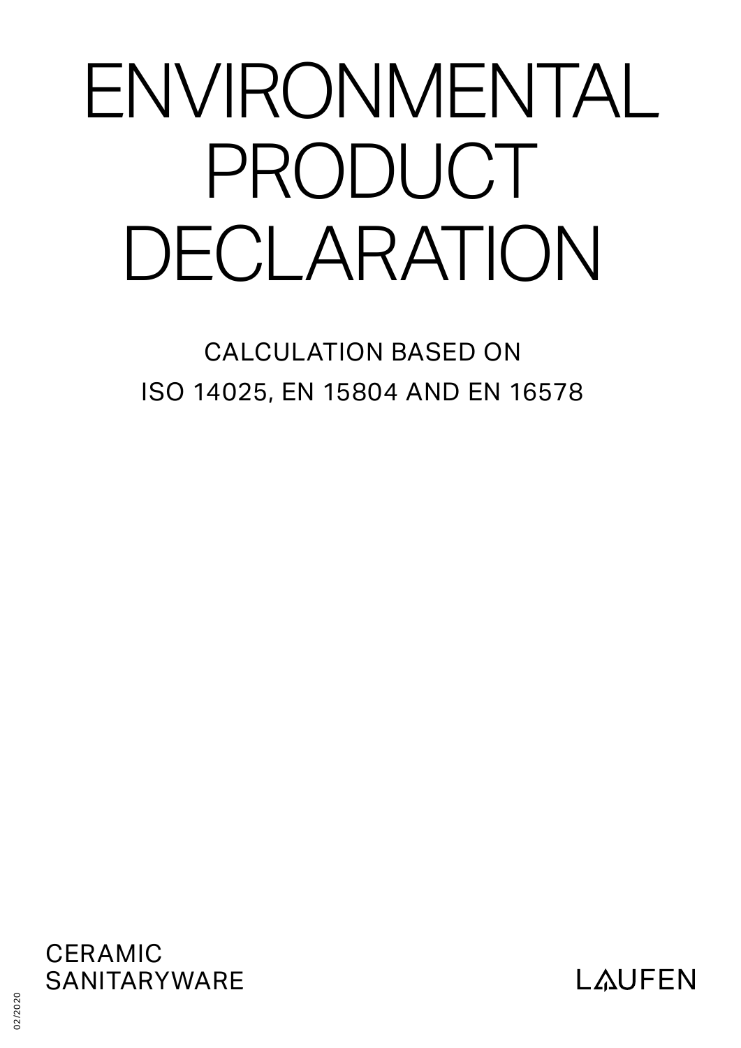# ENVIRONMENTAL PRODUCT DECLARATION

CALCULATION BASED ON
ISO 14025, EN 15804 AND EN 16578

CERAMIC
SANITARYWARE

LAUFEN

02/2020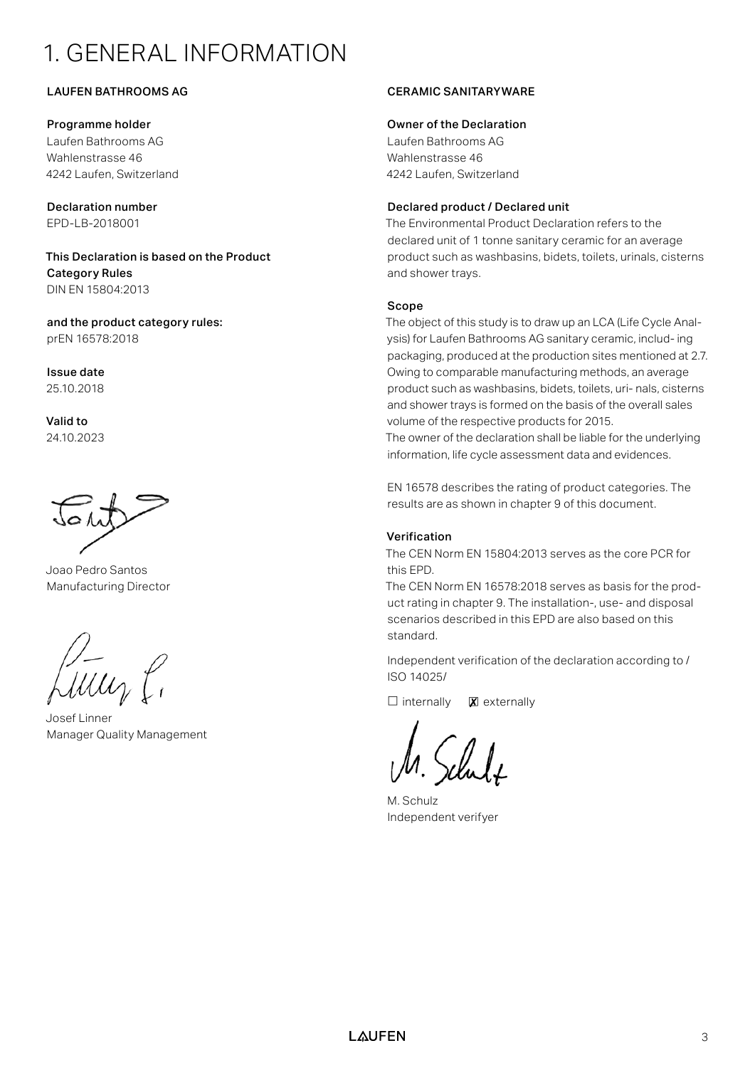# 1. GENERAL INFORMATION

**LAUFEN BATHROOMS AG**

**Programme holder**
Laufen Bathrooms AG
Wahlenstrasse 46
4242 Laufen, Switzerland

**Declaration number**
EPD-LB-2018001

**This Declaration is based on the Product Category Rules**
DIN EN 15804:2013

**and the product category rules:**
prEN 16578:2018

**Issue date**
25.10.2018

**Valid to**
24.10.2023

Joao Pedro Santos
Manufacturing Director

Josef Linner
Manager Quality Management

**CERAMIC SANITARYWARE**

**Owner of the Declaration**
Laufen Bathrooms AG
Wahlenstrasse 46
4242 Laufen, Switzerland

**Declared product / Declared unit**
The Environmental Product Declaration refers to the declared unit of 1 tonne sanitary ceramic for an average product such as washbasins, bidets, toilets, urinals, cisterns and shower trays.

**Scope**
The object of this study is to draw up an LCA (Life Cycle Analysis) for Laufen Bathrooms AG sanitary ceramic, includ- ing packaging, produced at the production sites mentioned at 2.7. Owing to comparable manufacturing methods, an average product such as washbasins, bidets, toilets, uri- nals, cisterns and shower trays is formed on the basis of the overall sales volume of the respective products for 2015.
The owner of the declaration shall be liable for the underlying information, life cycle assessment data and evidences.

EN 16578 describes the rating of product categories. The results are as shown in chapter 9 of this document.

**Verification**
The CEN Norm EN 15804:2013 serves as the core PCR for this EPD.
The CEN Norm EN 16578:2018 serves as basis for the product rating in chapter 9. The installation-, use- and disposal scenarios described in this EPD are also based on this standard.

Independent verification of the declaration according to / ISO 14025/

☐ internally ☒ externally

M. Schulz
Independent verifyer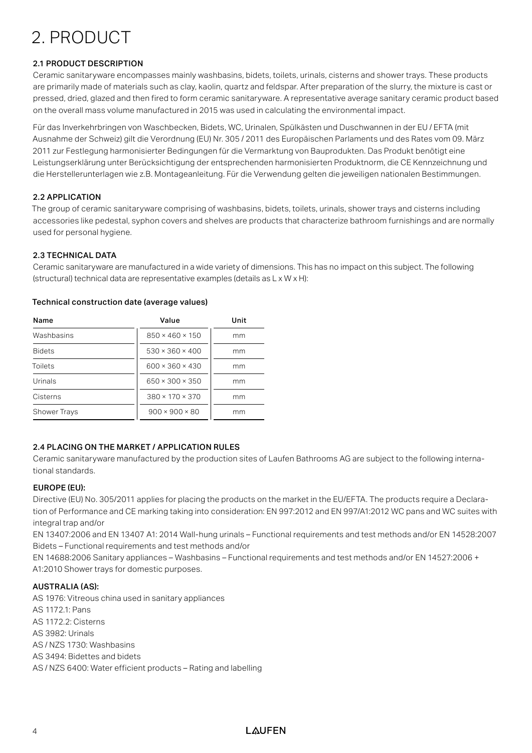# 2. PRODUCT

### 2.1 PRODUCT DESCRIPTION

Ceramic sanitaryware encompasses mainly washbasins, bidets, toilets, urinals, cisterns and shower trays. These products are primarily made of materials such as clay, kaolin, quartz and feldspar. After preparation of the slurry, the mixture is cast or pressed, dried, glazed and then fired to form ceramic sanitaryware. A representative average sanitary ceramic product based on the overall mass volume manufactured in 2015 was used in calculating the environmental impact.

Für das Inverkehrbringen von Waschbecken, Bidets, WC, Urinalen, Spülkästen und Duschwannen in der EU / EFTA (mit Ausnahme der Schweiz) gilt die Verordnung (EU) Nr. 305 / 2011 des Europäischen Parlaments und des Rates vom 09. März 2011 zur Festlegung harmonisierter Bedingungen für die Vermarktung von Bauprodukten. Das Produkt benötigt eine Leistungserklärung unter Berücksichtigung der entsprechenden harmonisierten Produktnorm, die CE Kennzeichnung und die Herstellerunterlagen wie z.B. Montageanleitung. Für die Verwendung gelten die jeweiligen nationalen Bestimmungen.

### 2.2 APPLICATION

The group of ceramic sanitaryware comprising of washbasins, bidets, toilets, urinals, shower trays and cisterns including accessories like pedestal, syphon covers and shelves are products that characterize bathroom furnishings and are normally used for personal hygiene.

### 2.3 TECHNICAL DATA

Ceramic sanitaryware are manufactured in a wide variety of dimensions. This has no impact on this subject. The following (structural) technical data are representative examples (details as L x W x H):

**Technical construction date (average values)**

| Name | Value | Unit |
|---|---|---|
| Washbasins | 850 × 460 × 150 | mm |
| Bidets | 530 × 360 × 400 | mm |
| Toilets | 600 × 360 × 430 | mm |
| Urinals | 650 × 300 × 350 | mm |
| Cisterns | 380 × 170 × 370 | mm |
| Shower Trays | 900 × 900 × 80 | mm |

### 2.4 PLACING ON THE MARKET / APPLICATION RULES

Ceramic sanitaryware manufactured by the production sites of Laufen Bathrooms AG are subject to the following international standards.

**EUROPE (EU):**

Directive (EU) No. 305/2011 applies for placing the products on the market in the EU/EFTA. The products require a Declaration of Performance and CE marking taking into consideration: EN 997:2012 and EN 997/A1:2012 WC pans and WC suites with integral trap and/or
EN 13407:2006 and EN 13407 A1: 2014 Wall-hung urinals – Functional requirements and test methods and/or EN 14528:2007 Bidets – Functional requirements and test methods and/or
EN 14688:2006 Sanitary appliances – Washbasins – Functional requirements and test methods and/or EN 14527:2006 + A1:2010 Shower trays for domestic purposes.

**AUSTRALIA (AS):**

AS 1976: Vitreous china used in sanitary appliances
AS 1172.1: Pans
AS 1172.2: Cisterns
AS 3982: Urinals
AS / NZS 1730: Washbasins
AS 3494: Bidettes and bidets
AS / NZS 6400: Water efficient products – Rating and labelling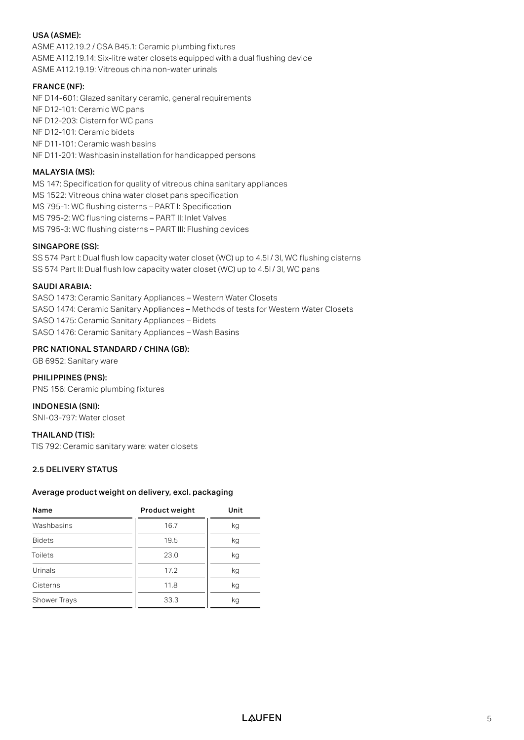**USA (ASME):**

ASME A112.19.2 / CSA B45.1: Ceramic plumbing fixtures
ASME A112.19.14: Six-litre water closets equipped with a dual flushing device
ASME A112.19.19: Vitreous china non-water urinals

**FRANCE (NF):**

NF D14-601: Glazed sanitary ceramic, general requirements
NF D12-101: Ceramic WC pans
NF D12-203: Cistern for WC pans
NF D12-101: Ceramic bidets
NF D11-101: Ceramic wash basins
NF D11-201: Washbasin installation for handicapped persons

**MALAYSIA (MS):**

MS 147: Specification for quality of vitreous china sanitary appliances
MS 1522: Vitreous china water closet pans specification
MS 795-1: WC flushing cisterns – PART I: Specification
MS 795-2: WC flushing cisterns – PART II: Inlet Valves
MS 795-3: WC flushing cisterns – PART III: Flushing devices

**SINGAPORE (SS):**

SS 574 Part I: Dual flush low capacity water closet (WC) up to 4.5l / 3l, WC flushing cisterns
SS 574 Part II: Dual flush low capacity water closet (WC) up to 4.5l / 3l, WC pans

**SAUDI ARABIA:**

SASO 1473: Ceramic Sanitary Appliances – Western Water Closets
SASO 1474: Ceramic Sanitary Appliances – Methods of tests for Western Water Closets
SASO 1475: Ceramic Sanitary Appliances – Bidets
SASO 1476: Ceramic Sanitary Appliances – Wash Basins

**PRC NATIONAL STANDARD / CHINA (GB):**

GB 6952: Sanitary ware

**PHILIPPINES (PNS):**

PNS 156: Ceramic plumbing fixtures

**INDONESIA (SNI):**

SNI-03-797: Water closet

**THAILAND (TIS):**

TIS 792: Ceramic sanitary ware: water closets

### 2.5 DELIVERY STATUS

**Average product weight on delivery, excl. packaging**

| Name | Product weight | Unit |
|---|---|---|
| Washbasins | 16.7 | kg |
| Bidets | 19.5 | kg |
| Toilets | 23.0 | kg |
| Urinals | 17.2 | kg |
| Cisterns | 11.8 | kg |
| Shower Trays | 33.3 | kg |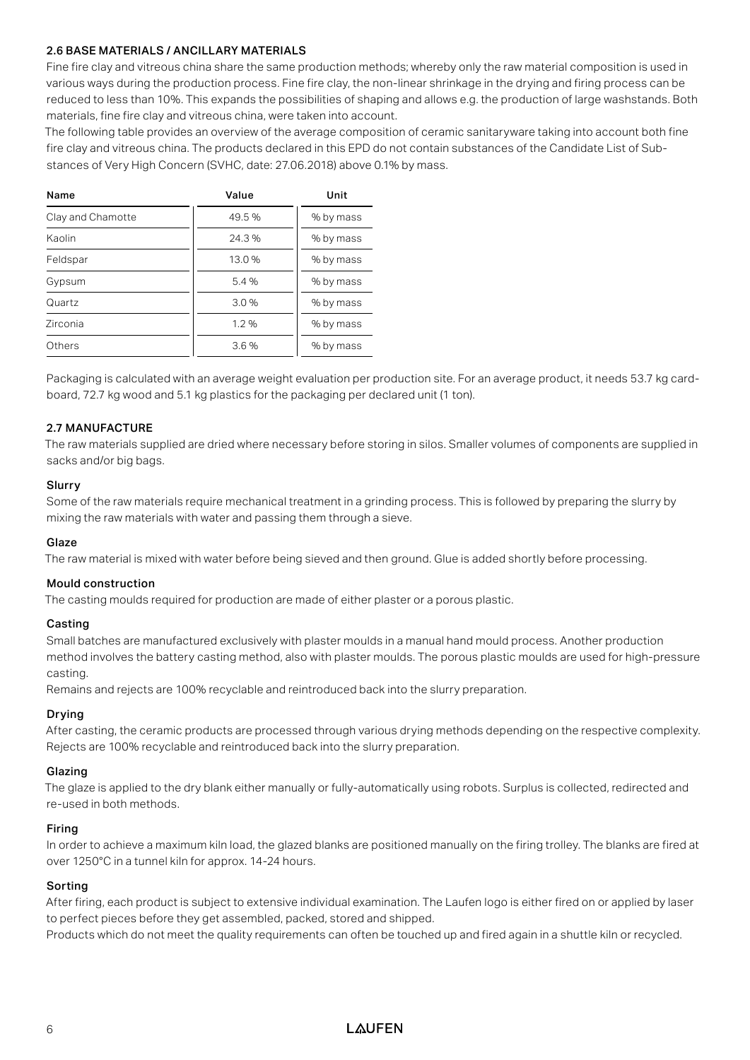### 2.6 BASE MATERIALS / ANCILLARY MATERIALS

Fine fire clay and vitreous china share the same production methods; whereby only the raw material composition is used in various ways during the production process. Fine fire clay, the non-linear shrinkage in the drying and firing process can be reduced to less than 10%. This expands the possibilities of shaping and allows e.g. the production of large washstands. Both materials, fine fire clay and vitreous china, were taken into account.

The following table provides an overview of the average composition of ceramic sanitaryware taking into account both fine fire clay and vitreous china. The products declared in this EPD do not contain substances of the Candidate List of Substances of Very High Concern (SVHC, date: 27.06.2018) above 0.1% by mass.

| Name | Value | Unit |
|---|---|---|
| Clay and Chamotte | 49.5 % | % by mass |
| Kaolin | 24.3 % | % by mass |
| Feldspar | 13.0 % | % by mass |
| Gypsum | 5.4 % | % by mass |
| Quartz | 3.0 % | % by mass |
| Zirconia | 1.2 % | % by mass |
| Others | 3.6 % | % by mass |

Packaging is calculated with an average weight evaluation per production site. For an average product, it needs 53.7 kg cardboard, 72.7 kg wood and 5.1 kg plastics for the packaging per declared unit (1 ton).

### 2.7 MANUFACTURE

The raw materials supplied are dried where necessary before storing in silos. Smaller volumes of components are supplied in sacks and/or big bags.

#### Slurry

Some of the raw materials require mechanical treatment in a grinding process. This is followed by preparing the slurry by mixing the raw materials with water and passing them through a sieve.

#### Glaze

The raw material is mixed with water before being sieved and then ground. Glue is added shortly before processing.

#### Mould construction

The casting moulds required for production are made of either plaster or a porous plastic.

#### Casting

Small batches are manufactured exclusively with plaster moulds in a manual hand mould process. Another production method involves the battery casting method, also with plaster moulds. The porous plastic moulds are used for high-pressure casting.

Remains and rejects are 100% recyclable and reintroduced back into the slurry preparation.

#### Drying

After casting, the ceramic products are processed through various drying methods depending on the respective complexity. Rejects are 100% recyclable and reintroduced back into the slurry preparation.

#### Glazing

The glaze is applied to the dry blank either manually or fully-automatically using robots. Surplus is collected, redirected and re-used in both methods.

#### Firing

In order to achieve a maximum kiln load, the glazed blanks are positioned manually on the firing trolley. The blanks are fired at over 1250°C in a tunnel kiln for approx. 14-24 hours.

#### Sorting

After firing, each product is subject to extensive individual examination. The Laufen logo is either fired on or applied by laser to perfect pieces before they get assembled, packed, stored and shipped.

Products which do not meet the quality requirements can often be touched up and fired again in a shuttle kiln or recycled.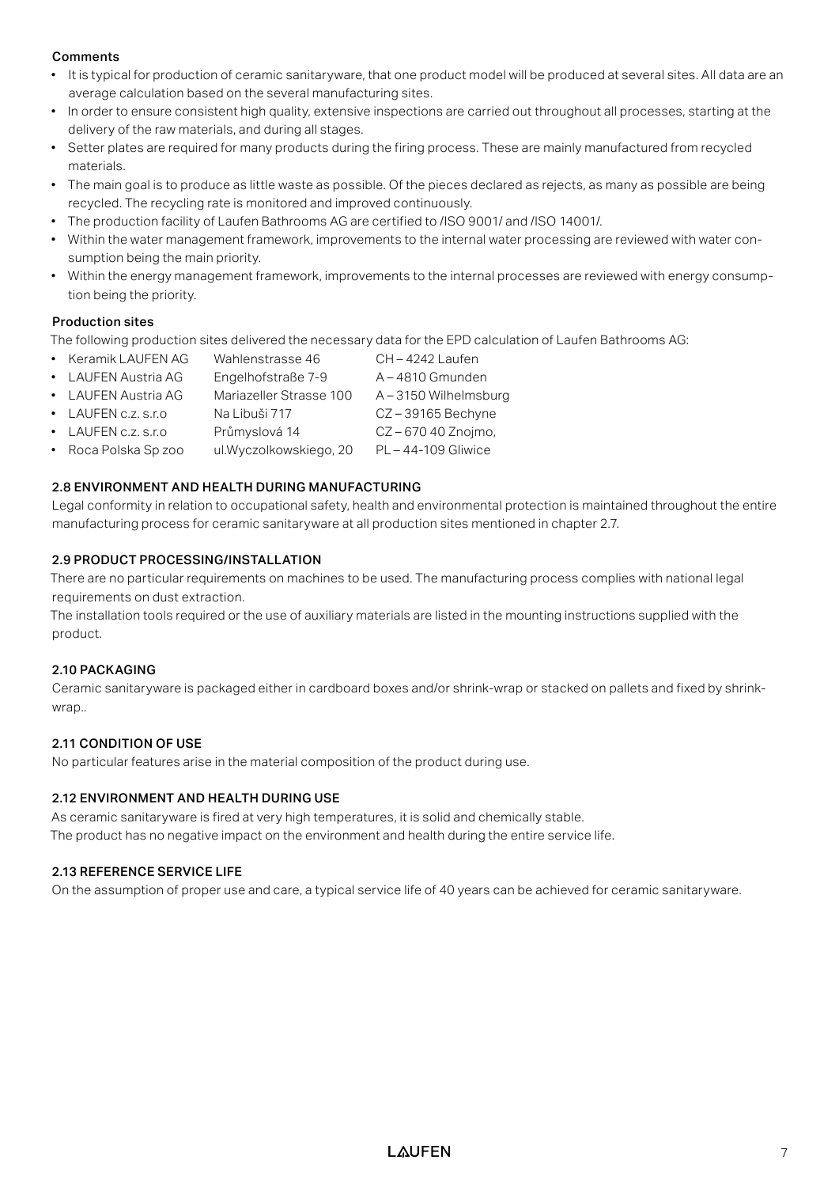**Comments**

- It is typical for production of ceramic sanitaryware, that one product model will be produced at several sites. All data are an average calculation based on the several manufacturing sites.
- In order to ensure consistent high quality, extensive inspections are carried out throughout all processes, starting at the delivery of the raw materials, and during all stages.
- Setter plates are required for many products during the firing process. These are mainly manufactured from recycled materials.
- The main goal is to produce as little waste as possible. Of the pieces declared as rejects, as many as possible are being recycled. The recycling rate is monitored and improved continuously.
- The production facility of Laufen Bathrooms AG are certified to /ISO 9001/ and /ISO 14001/.
- Within the water management framework, improvements to the internal water processing are reviewed with water consumption being the main priority.
- Within the energy management framework, improvements to the internal processes are reviewed with energy consumption being the priority.

**Production sites**

The following production sites delivered the necessary data for the EPD calculation of Laufen Bathrooms AG:

| | | |
|---|---|---|
| • Keramik LAUFEN AG | Wahlenstrasse 46 | CH – 4242 Laufen |
| • LAUFEN Austria AG | Engelhofstraße 7-9 | A – 4810 Gmunden |
| • LAUFEN Austria AG | Mariazeller Strasse 100 | A – 3150 Wilhelmsburg |
| • LAUFEN c.z. s.r.o | Na Libuši 717 | CZ – 39165 Bechyne |
| • LAUFEN c.z. s.r.o | Průmyslová 14 | CZ – 670 40 Znojmo, |
| • Roca Polska Sp zoo | ul.Wyczolkowskiego, 20 | PL – 44-109 Gliwice |

## 2.8 ENVIRONMENT AND HEALTH DURING MANUFACTURING

Legal conformity in relation to occupational safety, health and environmental protection is maintained throughout the entire manufacturing process for ceramic sanitaryware at all production sites mentioned in chapter 2.7.

## 2.9 PRODUCT PROCESSING/INSTALLATION

There are no particular requirements on machines to be used. The manufacturing process complies with national legal requirements on dust extraction.

The installation tools required or the use of auxiliary materials are listed in the mounting instructions supplied with the product.

## 2.10 PACKAGING

Ceramic sanitaryware is packaged either in cardboard boxes and/or shrink-wrap or stacked on pallets and fixed by shrink-wrap..

## 2.11 CONDITION OF USE

No particular features arise in the material composition of the product during use.

## 2.12 ENVIRONMENT AND HEALTH DURING USE

As ceramic sanitaryware is fired at very high temperatures, it is solid and chemically stable.
The product has no negative impact on the environment and health during the entire service life.

## 2.13 REFERENCE SERVICE LIFE

On the assumption of proper use and care, a typical service life of 40 years can be achieved for ceramic sanitaryware.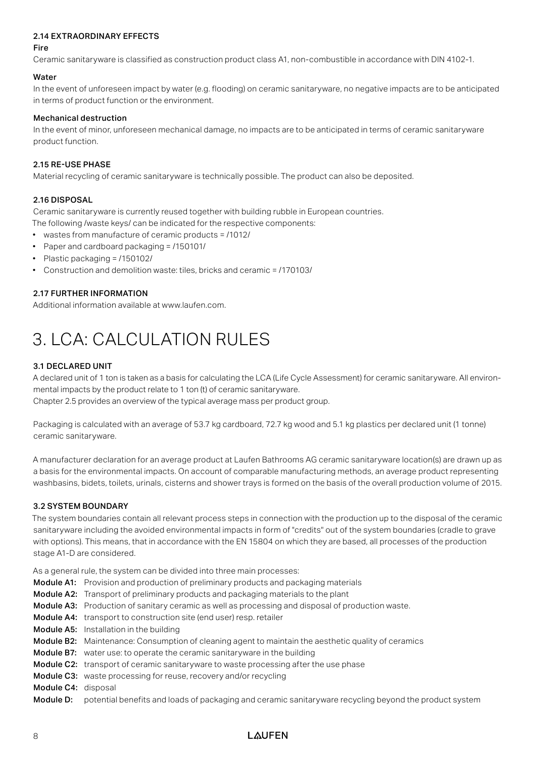### 2.14 EXTRAORDINARY EFFECTS

**Fire**

Ceramic sanitaryware is classified as construction product class A1, non-combustible in accordance with DIN 4102-1.

**Water**

In the event of unforeseen impact by water (e.g. flooding) on ceramic sanitaryware, no negative impacts are to be anticipated in terms of product function or the environment.

**Mechanical destruction**

In the event of minor, unforeseen mechanical damage, no impacts are to be anticipated in terms of ceramic sanitaryware product function.

### 2.15 RE-USE PHASE

Material recycling of ceramic sanitaryware is technically possible. The product can also be deposited.

### 2.16 DISPOSAL

Ceramic sanitaryware is currently reused together with building rubble in European countries.
The following /waste keys/ can be indicated for the respective components:

- wastes from manufacture of ceramic products = /1012/
- Paper and cardboard packaging = /150101/
- Plastic packaging = /150102/
- Construction and demolition waste: tiles, bricks and ceramic = /170103/

### 2.17 FURTHER INFORMATION

Additional information available at www.laufen.com.

# 3. LCA: CALCULATION RULES

### 3.1 DECLARED UNIT

A declared unit of 1 ton is taken as a basis for calculating the LCA (Life Cycle Assessment) for ceramic sanitaryware. All environmental impacts by the product relate to 1 ton (t) of ceramic sanitaryware.
Chapter 2.5 provides an overview of the typical average mass per product group.

Packaging is calculated with an average of 53.7 kg cardboard, 72.7 kg wood and 5.1 kg plastics per declared unit (1 tonne) ceramic sanitaryware.

A manufacturer declaration for an average product at Laufen Bathrooms AG ceramic sanitaryware location(s) are drawn up as a basis for the environmental impacts. On account of comparable manufacturing methods, an average product representing washbasins, bidets, toilets, urinals, cisterns and shower trays is formed on the basis of the overall production volume of 2015.

### 3.2 SYSTEM BOUNDARY

The system boundaries contain all relevant process steps in connection with the production up to the disposal of the ceramic sanitaryware including the avoided environmental impacts in form of "credits" out of the system boundaries (cradle to grave with options). This means, that in accordance with the EN 15804 on which they are based, all processes of the production stage A1-D are considered.

As a general rule, the system can be divided into three main processes:

**Module A1:** Provision and production of preliminary products and packaging materials
**Module A2:** Transport of preliminary products and packaging materials to the plant
**Module A3:** Production of sanitary ceramic as well as processing and disposal of production waste.
**Module A4:** transport to construction site (end user) resp. retailer
**Module A5:** Installation in the building
**Module B2:** Maintenance: Consumption of cleaning agent to maintain the aesthetic quality of ceramics
**Module B7:** water use: to operate the ceramic sanitaryware in the building
**Module C2:** transport of ceramic sanitaryware to waste processing after the use phase
**Module C3:** waste processing for reuse, recovery and/or recycling
**Module C4:** disposal
**Module D:** potential benefits and loads of packaging and ceramic sanitaryware recycling beyond the product system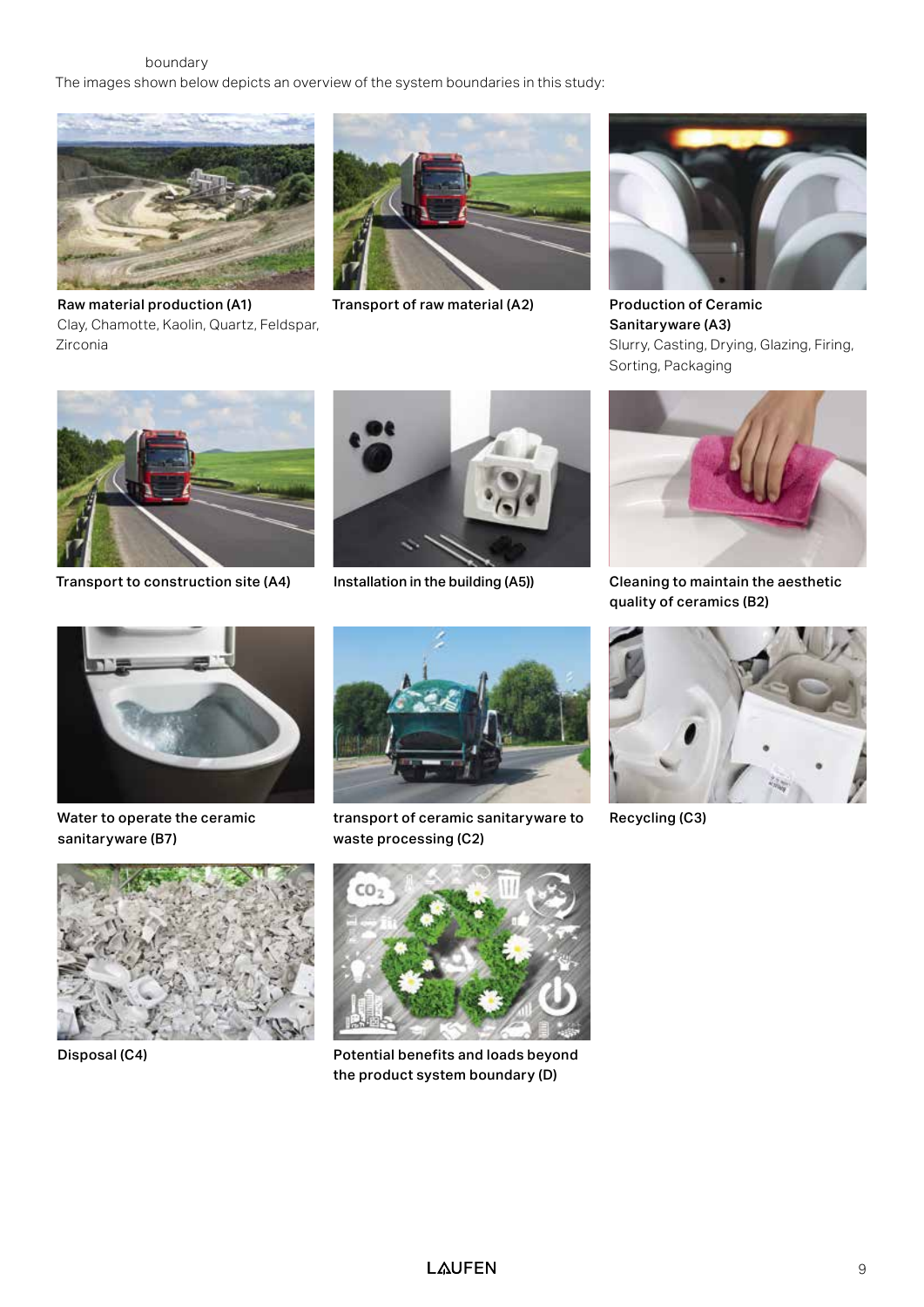boundary

The images shown below depicts an overview of the system boundaries in this study:

**Raw material production (A1)**
Clay, Chamotte, Kaolin, Quartz, Feldspar, Zirconia

**Transport of raw material (A2)**

**Production of Ceramic Sanitaryware (A3)**
Slurry, Casting, Drying, Glazing, Firing, Sorting, Packaging

**Transport to construction site (A4)**

**Installation in the building (A5))**

**Cleaning to maintain the aesthetic quality of ceramics (B2)**

**Water to operate the ceramic sanitaryware (B7)**

**transport of ceramic sanitaryware to waste processing (C2)**

**Recycling (C3)**

**Disposal (C4)**

**Potential benefits and loads beyond the product system boundary (D)**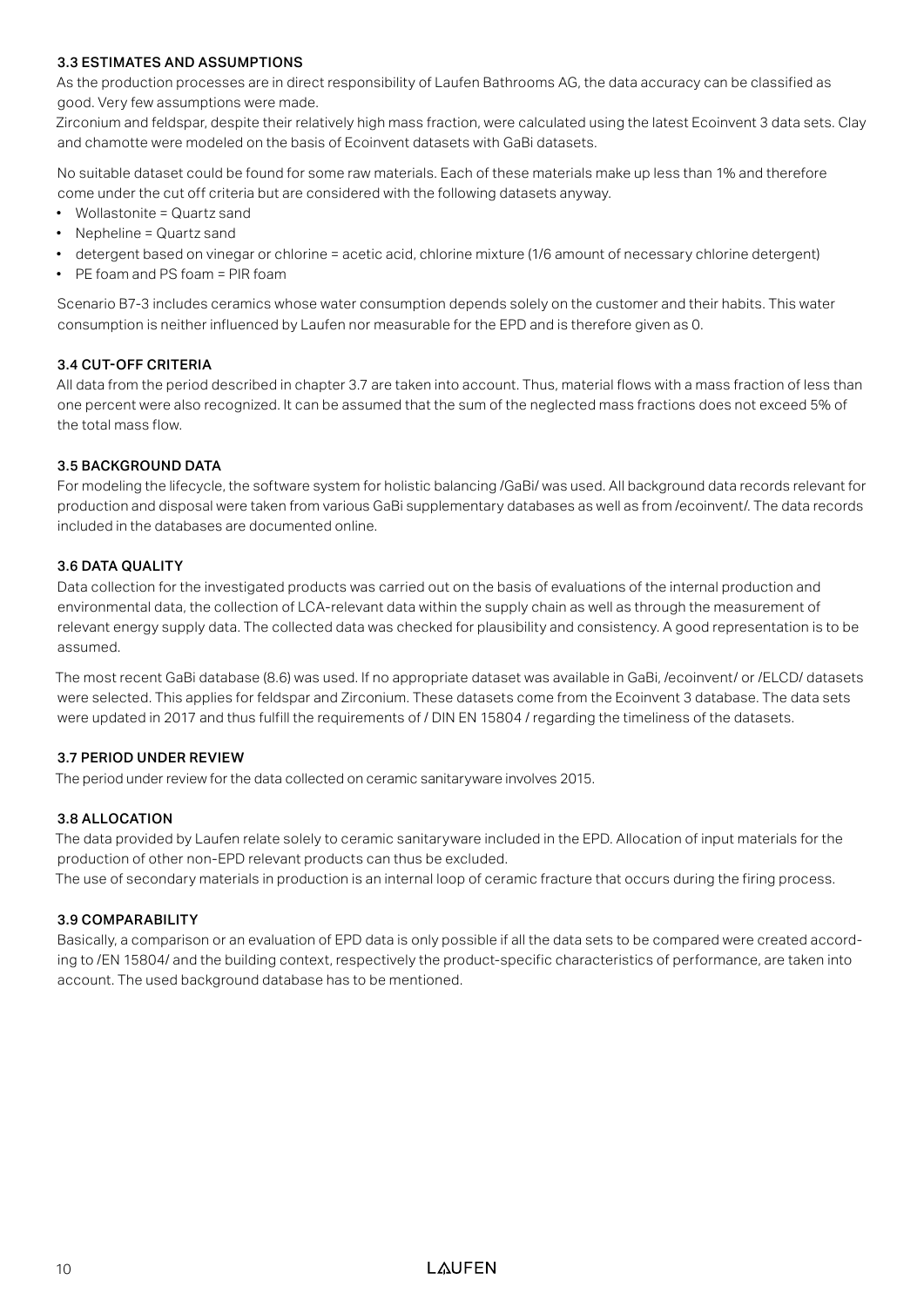### 3.3 ESTIMATES AND ASSUMPTIONS

As the production processes are in direct responsibility of Laufen Bathrooms AG, the data accuracy can be classified as good. Very few assumptions were made.

Zirconium and feldspar, despite their relatively high mass fraction, were calculated using the latest Ecoinvent 3 data sets. Clay and chamotte were modeled on the basis of Ecoinvent datasets with GaBi datasets.

No suitable dataset could be found for some raw materials. Each of these materials make up less than 1% and therefore come under the cut off criteria but are considered with the following datasets anyway.

- Wollastonite = Quartz sand
- Nepheline = Quartz sand
- detergent based on vinegar or chlorine = acetic acid, chlorine mixture (1/6 amount of necessary chlorine detergent)
- PE foam and PS foam = PIR foam

Scenario B7-3 includes ceramics whose water consumption depends solely on the customer and their habits. This water consumption is neither influenced by Laufen nor measurable for the EPD and is therefore given as 0.

### 3.4 CUT-OFF CRITERIA

All data from the period described in chapter 3.7 are taken into account. Thus, material flows with a mass fraction of less than one percent were also recognized. It can be assumed that the sum of the neglected mass fractions does not exceed 5% of the total mass flow.

### 3.5 BACKGROUND DATA

For modeling the lifecycle, the software system for holistic balancing /GaBi/ was used. All background data records relevant for production and disposal were taken from various GaBi supplementary databases as well as from /ecoinvent/. The data records included in the databases are documented online.

### 3.6 DATA QUALITY

Data collection for the investigated products was carried out on the basis of evaluations of the internal production and environmental data, the collection of LCA-relevant data within the supply chain as well as through the measurement of relevant energy supply data. The collected data was checked for plausibility and consistency. A good representation is to be assumed.

The most recent GaBi database (8.6) was used. If no appropriate dataset was available in GaBi, /ecoinvent/ or /ELCD/ datasets were selected. This applies for feldspar and Zirconium. These datasets come from the Ecoinvent 3 database. The data sets were updated in 2017 and thus fulfill the requirements of / DIN EN 15804 / regarding the timeliness of the datasets.

### 3.7 PERIOD UNDER REVIEW

The period under review for the data collected on ceramic sanitaryware involves 2015.

### 3.8 ALLOCATION

The data provided by Laufen relate solely to ceramic sanitaryware included in the EPD. Allocation of input materials for the production of other non-EPD relevant products can thus be excluded.

The use of secondary materials in production is an internal loop of ceramic fracture that occurs during the firing process.

### 3.9 COMPARABILITY

Basically, a comparison or an evaluation of EPD data is only possible if all the data sets to be compared were created according to /EN 15804/ and the building context, respectively the product-specific characteristics of performance, are taken into account. The used background database has to be mentioned.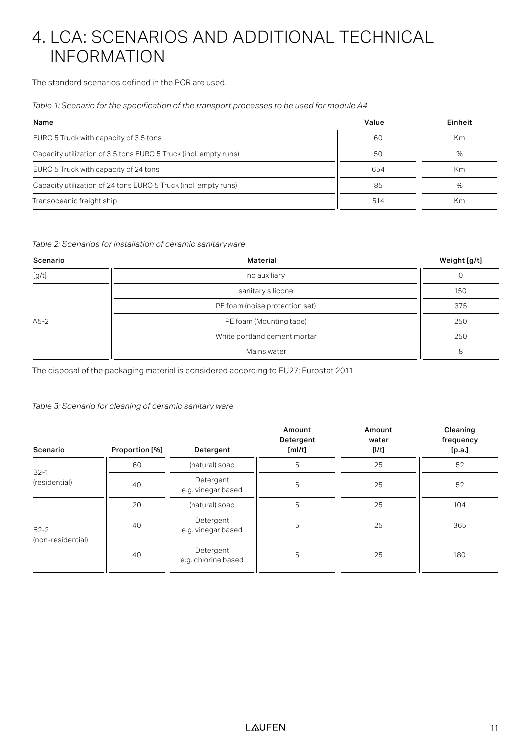# 4. LCA: SCENARIOS AND ADDITIONAL TECHNICAL INFORMATION

The standard scenarios defined in the PCR are used.

*Table 1: Scenario for the specification of the transport processes to be used for module A4*

| Name | Value | Einheit |
|---|---|---|
| EURO 5 Truck with capacity of 3.5 tons | 60 | Km |
| Capacity utilization of 3.5 tons EURO 5 Truck (incl. empty runs) | 50 | % |
| EURO 5 Truck with capacity of 24 tons | 654 | Km |
| Capacity utilization of 24 tons EURO 5 Truck (incl. empty runs) | 85 | % |
| Transoceanic freight ship | 514 | Km |

*Table 2: Scenarios for installation of ceramic sanitaryware*

| Scenario | Material | Weight [g/t] |
|---|---|---|
| [g/t] | no auxiliary | 0 |
| A5-2 | sanitary silicone | 150 |
| | PE foam (noise protection set) | 375 |
| | PE foam (Mounting tape) | 250 |
| | White portland cement mortar | 250 |
| | Mains water | 8 |

The disposal of the packaging material is considered according to EU27; Eurostat 2011

*Table 3: Scenario for cleaning of ceramic sanitary ware*

| Scenario | Proportion [%] | Detergent | Amount Detergent [ml/t] | Amount water [l/t] | Cleaning frequency [p.a.] |
|---|---|---|---|---|---|
| B2-1 (residential) | 60 | (natural) soap | 5 | 25 | 52 |
| | 40 | Detergent e.g. vinegar based | 5 | 25 | 52 |
| B2-2 (non-residential) | 20 | (natural) soap | 5 | 25 | 104 |
| | 40 | Detergent e.g. vinegar based | 5 | 25 | 365 |
| | 40 | Detergent e.g. chlorine based | 5 | 25 | 180 |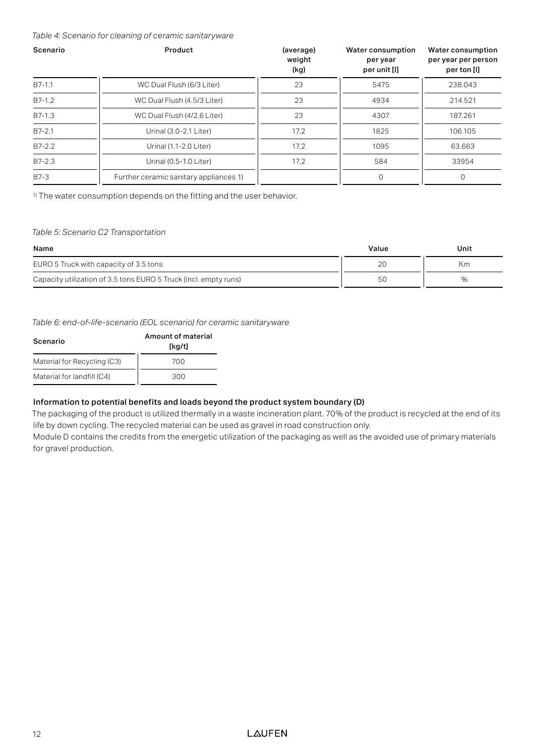*Table 4: Scenario for cleaning of ceramic sanitaryware*

| Scenario | Product | (average) weight (kg) | Water consumption per year per unit [l] | Water consumption per year per person per ton [l] |
|---|---|---|---|---|
| B7-1.1 | WC Dual Flush (6/3 Liter) | 23 | 5475 | 238.043 |
| B7-1.2 | WC Dual Flush (4.5/3 Liter) | 23 | 4934 | 214.521 |
| B7-1.3 | WC Dual Flush (4/2.6 Liter) | 23 | 4307 | 187.261 |
| B7-2.1 | Urinal (3.0-2.1 Liter) | 17,2 | 1825 | 106.105 |
| B7-2.2 | Urinal (1.1-2.0 Liter) | 17,2 | 1095 | 63.663 |
| B7-2.3 | Urinal (0.5-1.0 Liter) | 17,2 | 584 | 33954 |
| B7-3 | Further ceramic sanitary appliances 1) | | 0 | 0 |

[1)] The water consumption depends on the fitting and the user behavior.

*Table 5: Scenario C2 Transportation*

| Name | Value | Unit |
|---|---|---|
| EURO 5 Truck with capacity of 3.5 tons | 20 | Km |
| Capacity utilization of 3.5 tons EURO 5 Truck (incl. empty runs) | 50 | % |

*Table 6: end-of-life-scenario (EOL scenario) for ceramic sanitaryware*

| Scenario | Amount of material [kg/t] |
|---|---|
| Material for Recycling (C3) | 700 |
| Material for landfill (C4) | 300 |

**Information to potential benefits and loads beyond the product system boundary (D)**

The packaging of the product is utilized thermally in a waste incineration plant. 70% of the product is recycled at the end of its life by down cycling. The recycled material can be used as gravel in road construction only.

Module D contains the credits from the energetic utilization of the packaging as well as the avoided use of primary materials for gravel production.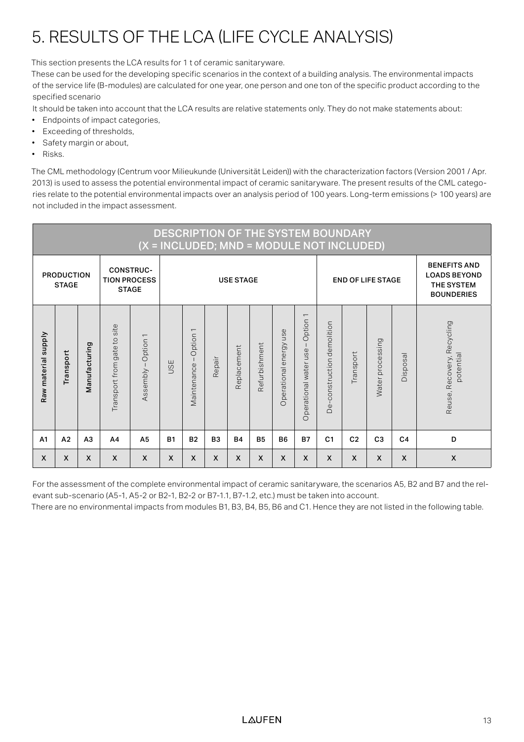# 5. RESULTS OF THE LCA (LIFE CYCLE ANALYSIS)

This section presents the LCA results for 1 t of ceramic sanitaryware.
These can be used for the developing specific scenarios in the context of a building analysis. The environmental impacts of the service life (B-modules) are calculated for one year, one person and one ton of the specific product according to the specified scenario
It should be taken into account that the LCA results are relative statements only. They do not make statements about:

- Endpoints of impact categories,
- Exceeding of thresholds,
- Safety margin or about,
- Risks.

The CML methodology (Centrum voor Milieukunde (Universität Leiden)) with the characterization factors (Version 2001 / Apr. 2013) is used to assess the potential environmental impact of ceramic sanitaryware. The present results of the CML categories relate to the potential environmental impacts over an analysis period of 100 years. Long-term emissions (> 100 years) are not included in the impact assessment.

| DESCRIPTION OF THE SYSTEM BOUNDARY (X = INCLUDED; MND = MODULE NOT INCLUDED) | | | | | | | | | | | | | | | | |
|---|---|---|---|---|---|---|---|---|---|---|---|---|---|---|---|---|
| PRODUCTION STAGE | | | CONSTRUCTION PROCESS STAGE | | USE STAGE | | | | | | | END OF LIFE STAGE | | | | BENEFITS AND LOADS BEYOND THE SYSTEM BOUNDERIES |
| Raw material supply | Transport | Manufacturing | Transport from gate to site | Assembly – Option 1 | USE | Maintenance – Option 1 | Repair | Replacement | Refurbishment | Operational energy use | Operational water use – Option 1 | De-construction demolition | Transport | Water processing | Disposal | Reuse, Recovery, Recycling potential |
| A1 | A2 | A3 | A4 | A5 | B1 | B2 | B3 | B4 | B5 | B6 | B7 | C1 | C2 | C3 | C4 | D |
| X | X | X | X | X | X | X | X | X | X | X | X | X | X | X | X | X |

For the assessment of the complete environmental impact of ceramic sanitaryware, the scenarios A5, B2 and B7 and the relevant sub-scenario (A5-1, A5-2 or B2-1, B2-2 or B7-1.1, B7-1.2, etc.) must be taken into account.
There are no environmental impacts from modules B1, B3, B4, B5, B6 and C1. Hence they are not listed in the following table.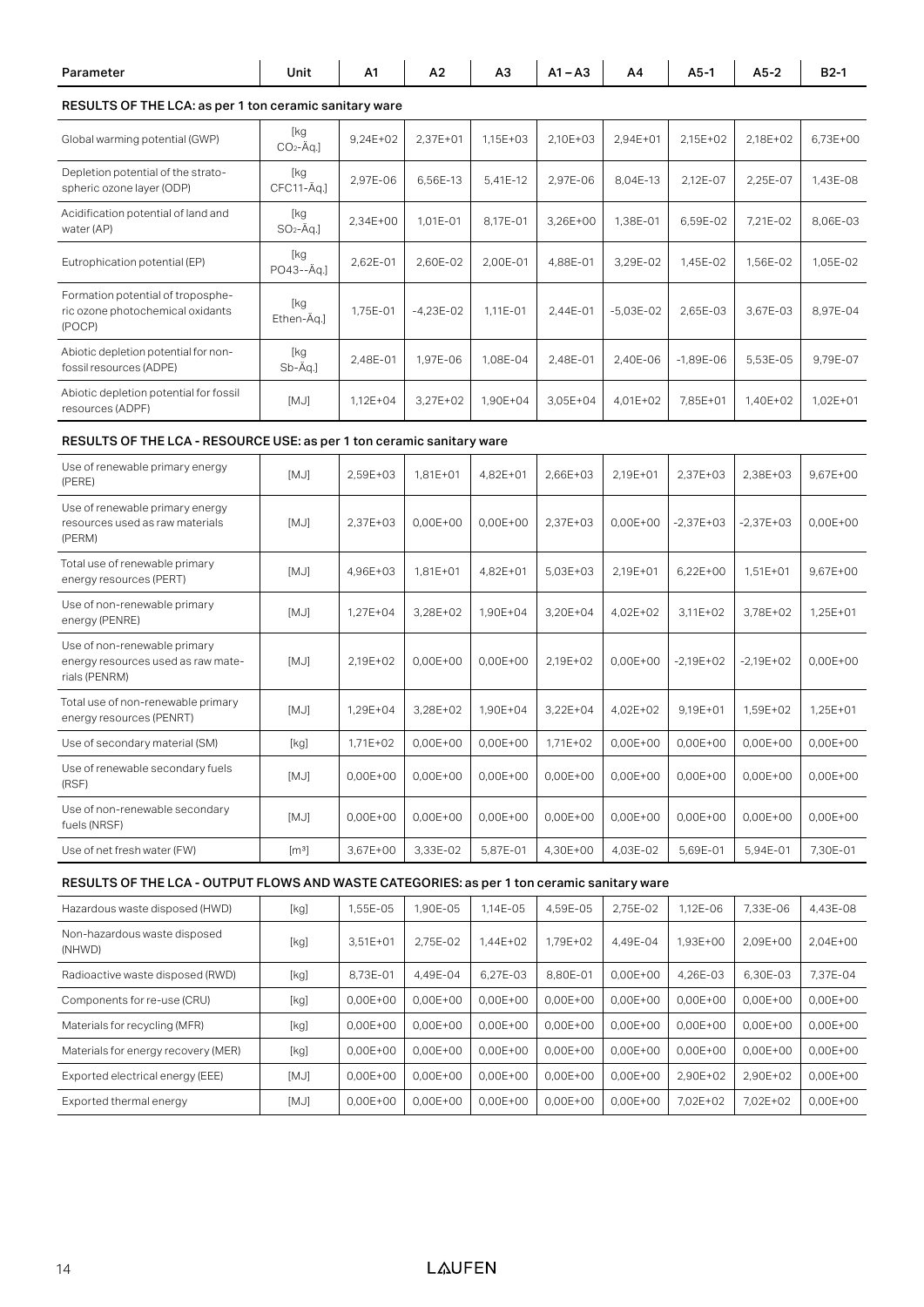| Parameter | Unit | A1 | A2 | A3 | A1 – A3 | A4 | A5-1 | A5-2 | B2-1 |
|---|---|---|---|---|---|---|---|---|---|
| **RESULTS OF THE LCA: as per 1 ton ceramic sanitary ware** | | | | | | | | | |
| Global warming potential (GWP) | [kg $CO_2$-Äq.] | 9,24E+02 | 2,37E+01 | 1,15E+03 | 2,10E+03 | 2,94E+01 | 2,15E+02 | 2,18E+02 | 6,73E+00 |
| Depletion potential of the stratospheric ozone layer (ODP) | [kg CFC11-Äq.] | 2,97E-06 | 6,56E-13 | 5,41E-12 | 2,97E-06 | 8,04E-13 | 2,12E-07 | 2,25E-07 | 1,43E-08 |
| Acidification potential of land and water (AP) | [kg $SO_2$-Äq.] | 2,34E+00 | 1,01E-01 | 8,17E-01 | 3,26E+00 | 1,38E-01 | 6,59E-02 | 7,21E-02 | 8,06E-03 |
| Eutrophication potential (EP) | [kg PO43--Äq.] | 2,62E-01 | 2,60E-02 | 2,00E-01 | 4,88E-01 | 3,29E-02 | 1,45E-02 | 1,56E-02 | 1,05E-02 |
| Formation potential of tropospheric ozone photochemical oxidants (POCP) | [kg Ethen-Äq.] | 1,75E-01 | -4,23E-02 | 1,11E-01 | 2,44E-01 | -5,03E-02 | 2,65E-03 | 3,67E-03 | 8,97E-04 |
| Abiotic depletion potential for non-fossil resources (ADPE) | [kg Sb-Äq.] | 2,48E-01 | 1,97E-06 | 1,08E-04 | 2,48E-01 | 2,40E-06 | -1,89E-06 | 5,53E-05 | 9,79E-07 |
| Abiotic depletion potential for fossil resources (ADPF) | [MJ] | 1,12E+04 | 3,27E+02 | 1,90E+04 | 3,05E+04 | 4,01E+02 | 7,85E+01 | 1,40E+02 | 1,02E+01 |
| **RESULTS OF THE LCA - RESOURCE USE: as per 1 ton ceramic sanitary ware** | | | | | | | | | |
| Use of renewable primary energy (PERE) | [MJ] | 2,59E+03 | 1,81E+01 | 4,82E+01 | 2,66E+03 | 2,19E+01 | 2,37E+03 | 2,38E+03 | 9,67E+00 |
| Use of renewable primary energy resources used as raw materials (PERM) | [MJ] | 2,37E+03 | 0,00E+00 | 0,00E+00 | 2,37E+03 | 0,00E+00 | -2,37E+03 | -2,37E+03 | 0,00E+00 |
| Total use of renewable primary energy resources (PERT) | [MJ] | 4,96E+03 | 1,81E+01 | 4,82E+01 | 5,03E+03 | 2,19E+01 | 6,22E+00 | 1,51E+01 | 9,67E+00 |
| Use of non-renewable primary energy (PENRE) | [MJ] | 1,27E+04 | 3,28E+02 | 1,90E+04 | 3,20E+04 | 4,02E+02 | 3,11E+02 | 3,78E+02 | 1,25E+01 |
| Use of non-renewable primary energy resources used as raw materials (PENRM) | [MJ] | 2,19E+02 | 0,00E+00 | 0,00E+00 | 2,19E+02 | 0,00E+00 | -2,19E+02 | -2,19E+02 | 0,00E+00 |
| Total use of non-renewable primary energy resources (PENRT) | [MJ] | 1,29E+04 | 3,28E+02 | 1,90E+04 | 3,22E+04 | 4,02E+02 | 9,19E+01 | 1,59E+02 | 1,25E+01 |
| Use of secondary material (SM) | [kg] | 1,71E+02 | 0,00E+00 | 0,00E+00 | 1,71E+02 | 0,00E+00 | 0,00E+00 | 0,00E+00 | 0,00E+00 |
| Use of renewable secondary fuels (RSF) | [MJ] | 0,00E+00 | 0,00E+00 | 0,00E+00 | 0,00E+00 | 0,00E+00 | 0,00E+00 | 0,00E+00 | 0,00E+00 |
| Use of non-renewable secondary fuels (NRSF) | [MJ] | 0,00E+00 | 0,00E+00 | 0,00E+00 | 0,00E+00 | 0,00E+00 | 0,00E+00 | 0,00E+00 | 0,00E+00 |
| Use of net fresh water (FW) | [$m^3$] | 3,67E+00 | 3,33E-02 | 5,87E-01 | 4,30E+00 | 4,03E-02 | 5,69E-01 | 5,94E-01 | 7,30E-01 |
| **RESULTS OF THE LCA - OUTPUT FLOWS AND WASTE CATEGORIES: as per 1 ton ceramic sanitary ware** | | | | | | | | | |
| Hazardous waste disposed (HWD) | [kg] | 1,55E-05 | 1,90E-05 | 1,14E-05 | 4,59E-05 | 2,75E-02 | 1,12E-06 | 7,33E-06 | 4,43E-08 |
| Non-hazardous waste disposed (NHWD) | [kg] | 3,51E+01 | 2,75E-02 | 1,44E+02 | 1,79E+02 | 4,49E-04 | 1,93E+00 | 2,09E+00 | 2,04E+00 |
| Radioactive waste disposed (RWD) | [kg] | 8,73E-01 | 4,49E-04 | 6,27E-03 | 8,80E-01 | 0,00E+00 | 4,26E-03 | 6,30E-03 | 7,37E-04 |
| Components for re-use (CRU) | [kg] | 0,00E+00 | 0,00E+00 | 0,00E+00 | 0,00E+00 | 0,00E+00 | 0,00E+00 | 0,00E+00 | 0,00E+00 |
| Materials for recycling (MFR) | [kg] | 0,00E+00 | 0,00E+00 | 0,00E+00 | 0,00E+00 | 0,00E+00 | 0,00E+00 | 0,00E+00 | 0,00E+00 |
| Materials for energy recovery (MER) | [kg] | 0,00E+00 | 0,00E+00 | 0,00E+00 | 0,00E+00 | 0,00E+00 | 0,00E+00 | 0,00E+00 | 0,00E+00 |
| Exported electrical energy (EEE) | [MJ] | 0,00E+00 | 0,00E+00 | 0,00E+00 | 0,00E+00 | 0,00E+00 | 2,90E+02 | 2,90E+02 | 0,00E+00 |
| Exported thermal energy | [MJ] | 0,00E+00 | 0,00E+00 | 0,00E+00 | 0,00E+00 | 0,00E+00 | 7,02E+02 | 7,02E+02 | 0,00E+00 |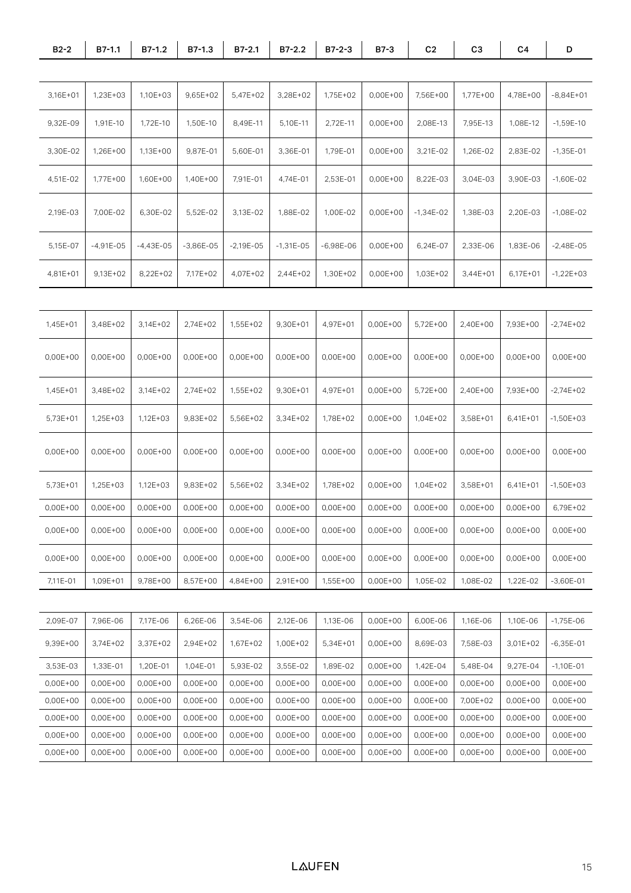| B2-2 | B7-1.1 | B7-1.2 | B7-1.3 | B7-2.1 | B7-2.2 | B7-2-3 | B7-3 | C2 | C3 | C4 | D |
|---|---|---|---|---|---|---|---|---|---|---|---|
| 3,16E+01 | 1,23E+03 | 1,10E+03 | 9,65E+02 | 5,47E+02 | 3,28E+02 | 1,75E+02 | 0,00E+00 | 7,56E+00 | 1,77E+00 | 4,78E+00 | -8,84E+01 |
| 9,32E-09 | 1,91E-10 | 1,72E-10 | 1,50E-10 | 8,49E-11 | 5,10E-11 | 2,72E-11 | 0,00E+00 | 2,08E-13 | 7,95E-13 | 1,08E-12 | -1,59E-10 |
| 3,30E-02 | 1,26E+00 | 1,13E+00 | 9,87E-01 | 5,60E-01 | 3,36E-01 | 1,79E-01 | 0,00E+00 | 3,21E-02 | 1,26E-02 | 2,83E-02 | -1,35E-01 |
| 4,51E-02 | 1,77E+00 | 1,60E+00 | 1,40E+00 | 7,91E-01 | 4,74E-01 | 2,53E-01 | 0,00E+00 | 8,22E-03 | 3,04E-03 | 3,90E-03 | -1,60E-02 |
| 2,19E-03 | 7,00E-02 | 6,30E-02 | 5,52E-02 | 3,13E-02 | 1,88E-02 | 1,00E-02 | 0,00E+00 | -1,34E-02 | 1,38E-03 | 2,20E-03 | -1,08E-02 |
| 5,15E-07 | -4,91E-05 | -4,43E-05 | -3,86E-05 | -2,19E-05 | -1,31E-05 | -6,98E-06 | 0,00E+00 | 6,24E-07 | 2,33E-06 | 1,83E-06 | -2,48E-05 |
| 4,81E+01 | 9,13E+02 | 8,22E+02 | 7,17E+02 | 4,07E+02 | 2,44E+02 | 1,30E+02 | 0,00E+00 | 1,03E+02 | 3,44E+01 | 6,17E+01 | -1,22E+03 |
| 1,45E+01 | 3,48E+02 | 3,14E+02 | 2,74E+02 | 1,55E+02 | 9,30E+01 | 4,97E+01 | 0,00E+00 | 5,72E+00 | 2,40E+00 | 7,93E+00 | -2,74E+02 |
| 0,00E+00 | 0,00E+00 | 0,00E+00 | 0,00E+00 | 0,00E+00 | 0,00E+00 | 0,00E+00 | 0,00E+00 | 0,00E+00 | 0,00E+00 | 0,00E+00 | 0,00E+00 |
| 1,45E+01 | 3,48E+02 | 3,14E+02 | 2,74E+02 | 1,55E+02 | 9,30E+01 | 4,97E+01 | 0,00E+00 | 5,72E+00 | 2,40E+00 | 7,93E+00 | -2,74E+02 |
| 5,73E+01 | 1,25E+03 | 1,12E+03 | 9,83E+02 | 5,56E+02 | 3,34E+02 | 1,78E+02 | 0,00E+00 | 1,04E+02 | 3,58E+01 | 6,41E+01 | -1,50E+03 |
| 0,00E+00 | 0,00E+00 | 0,00E+00 | 0,00E+00 | 0,00E+00 | 0,00E+00 | 0,00E+00 | 0,00E+00 | 0,00E+00 | 0,00E+00 | 0,00E+00 | 0,00E+00 |
| 5,73E+01 | 1,25E+03 | 1,12E+03 | 9,83E+02 | 5,56E+02 | 3,34E+02 | 1,78E+02 | 0,00E+00 | 1,04E+02 | 3,58E+01 | 6,41E+01 | -1,50E+03 |
| 0,00E+00 | 0,00E+00 | 0,00E+00 | 0,00E+00 | 0,00E+00 | 0,00E+00 | 0,00E+00 | 0,00E+00 | 0,00E+00 | 0,00E+00 | 0,00E+00 | 6,79E+02 |
| 0,00E+00 | 0,00E+00 | 0,00E+00 | 0,00E+00 | 0,00E+00 | 0,00E+00 | 0,00E+00 | 0,00E+00 | 0,00E+00 | 0,00E+00 | 0,00E+00 | 0,00E+00 |
| 0,00E+00 | 0,00E+00 | 0,00E+00 | 0,00E+00 | 0,00E+00 | 0,00E+00 | 0,00E+00 | 0,00E+00 | 0,00E+00 | 0,00E+00 | 0,00E+00 | 0,00E+00 |
| 7,11E-01 | 1,09E+01 | 9,78E+00 | 8,57E+00 | 4,84E+00 | 2,91E+00 | 1,55E+00 | 0,00E+00 | 1,05E-02 | 1,08E-02 | 1,22E-02 | -3,60E-01 |
| 2,09E-07 | 7,96E-06 | 7,17E-06 | 6,26E-06 | 3,54E-06 | 2,12E-06 | 1,13E-06 | 0,00E+00 | 6,00E-06 | 1,16E-06 | 1,10E-06 | -1,75E-06 |
| 9,39E+00 | 3,74E+02 | 3,37E+02 | 2,94E+02 | 1,67E+02 | 1,00E+02 | 5,34E+01 | 0,00E+00 | 8,69E-03 | 7,58E-03 | 3,01E+02 | -6,35E-01 |
| 3,53E-03 | 1,33E-01 | 1,20E-01 | 1,04E-01 | 5,93E-02 | 3,55E-02 | 1,89E-02 | 0,00E+00 | 1,42E-04 | 5,48E-04 | 9,27E-04 | -1,10E-01 |
| 0,00E+00 | 0,00E+00 | 0,00E+00 | 0,00E+00 | 0,00E+00 | 0,00E+00 | 0,00E+00 | 0,00E+00 | 0,00E+00 | 0,00E+00 | 0,00E+00 | 0,00E+00 |
| 0,00E+00 | 0,00E+00 | 0,00E+00 | 0,00E+00 | 0,00E+00 | 0,00E+00 | 0,00E+00 | 0,00E+00 | 0,00E+00 | 7,00E+02 | 0,00E+00 | 0,00E+00 |
| 0,00E+00 | 0,00E+00 | 0,00E+00 | 0,00E+00 | 0,00E+00 | 0,00E+00 | 0,00E+00 | 0,00E+00 | 0,00E+00 | 0,00E+00 | 0,00E+00 | 0,00E+00 |
| 0,00E+00 | 0,00E+00 | 0,00E+00 | 0,00E+00 | 0,00E+00 | 0,00E+00 | 0,00E+00 | 0,00E+00 | 0,00E+00 | 0,00E+00 | 0,00E+00 | 0,00E+00 |
| 0,00E+00 | 0,00E+00 | 0,00E+00 | 0,00E+00 | 0,00E+00 | 0,00E+00 | 0,00E+00 | 0,00E+00 | 0,00E+00 | 0,00E+00 | 0,00E+00 | 0,00E+00 |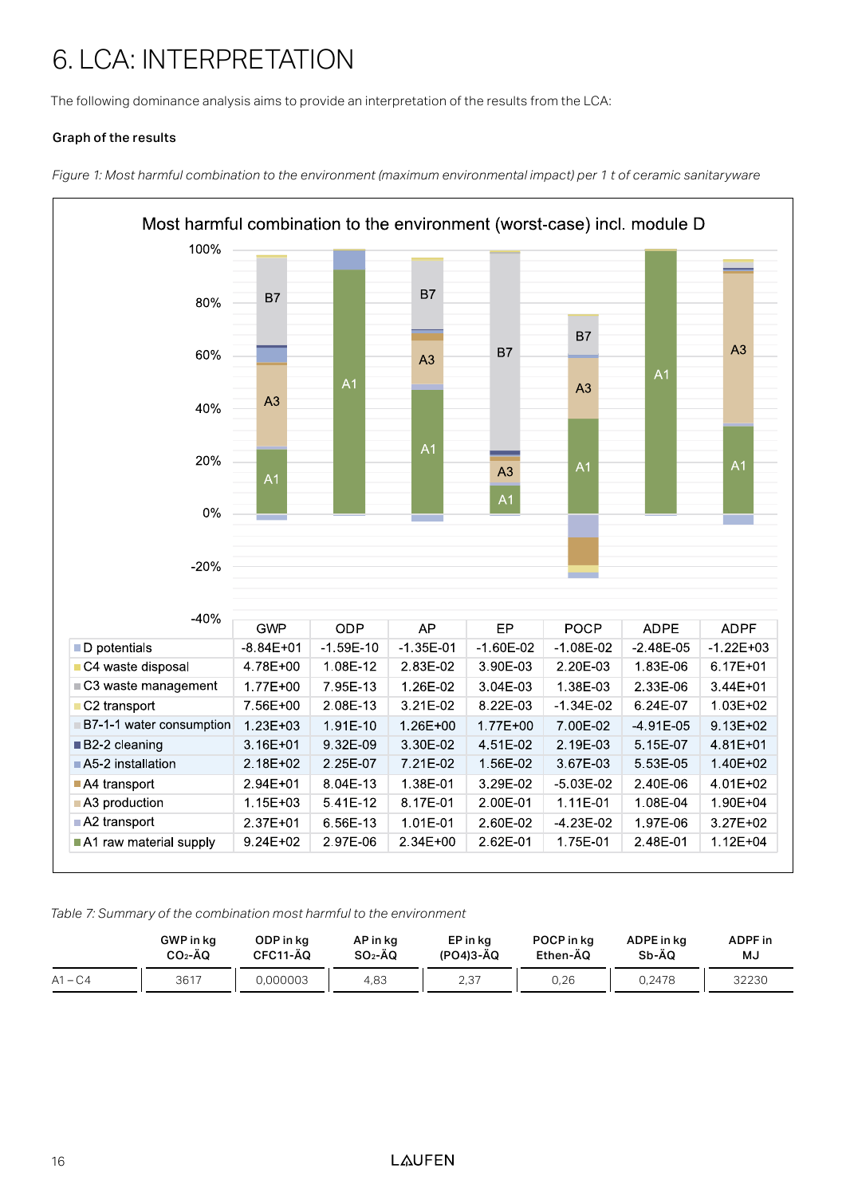# 6. LCA: INTERPRETATION

The following dominance analysis aims to provide an interpretation of the results from the LCA:

**Graph of the results**

*Figure 1: Most harmful combination to the environment (maximum environmental impact) per 1 t of ceramic sanitaryware*

Most harmful combination to the environment (worst-case) incl. module D

| | GWP | ODP | AP | EP | POCP | ADPE | ADPF |
|---|---|---|---|---|---|---|---|
| D potentials | -8.84E+01 | -1.59E-10 | -1.35E-01 | -1.60E-02 | -1.08E-02 | -2.48E-05 | -1.22E+03 |
| C4 waste disposal | 4.78E+00 | 1.08E-12 | 2.83E-02 | 3.90E-03 | 2.20E-03 | 1.83E-06 | 6.17E+01 |
| C3 waste management | 1.77E+00 | 7.95E-13 | 1.26E-02 | 3.04E-03 | 1.38E-03 | 2.33E-06 | 3.44E+01 |
| C2 transport | 7.56E+00 | 2.08E-13 | 3.21E-02 | 8.22E-03 | -1.34E-02 | 6.24E-07 | 1.03E+02 |
| B7-1-1 water consumption | 1.23E+03 | 1.91E-10 | 1.26E+00 | 1.77E+00 | 7.00E-02 | -4.91E-05 | 9.13E+02 |
| B2-2 cleaning | 3.16E+01 | 9.32E-09 | 3.30E-02 | 4.51E-02 | 2.19E-03 | 5.15E-07 | 4.81E+01 |
| A5-2 installation | 2.18E+02 | 2.25E-07 | 7.21E-02 | 1.56E-02 | 3.67E-03 | 5.53E-05 | 1.40E+02 |
| A4 transport | 2.94E+01 | 8.04E-13 | 1.38E-01 | 3.29E-02 | -5.03E-02 | 2.40E-06 | 4.01E+02 |
| A3 production | 1.15E+03 | 5.41E-12 | 8.17E-01 | 2.00E-01 | 1.11E-01 | 1.08E-04 | 1.90E+04 |
| A2 transport | 2.37E+01 | 6.56E-13 | 1.01E-01 | 2.60E-02 | -4.23E-02 | 1.97E-06 | 3.27E+02 |
| A1 raw material supply | 9.24E+02 | 2.97E-06 | 2.34E+00 | 2.62E-01 | 1.75E-01 | 2.48E-01 | 1.12E+04 |

*Table 7: Summary of the combination most harmful to the environment*

| | GWP in kg $CO_2$-ÄQ | ODP in kg CFC11-ÄQ | AP in kg $SO_2$-ÄQ | EP in kg $(PO4)3$-ÄQ | POCP in kg Ethen-ÄQ | ADPE in kg Sb-ÄQ | ADPF in MJ |
|---|---|---|---|---|---|---|---|
| A1 – C4 | 3617 | 0,000003 | 4,83 | 2,37 | 0,26 | 0,2478 | 32230 |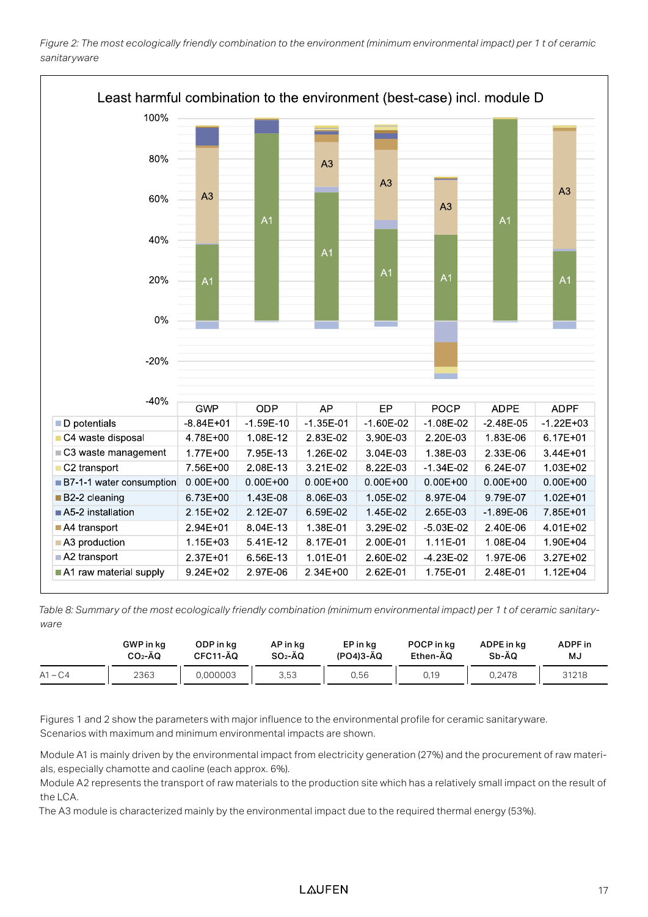*Figure 2: The most ecologically friendly combination to the environment (minimum environmental impact) per 1 t of ceramic sanitaryware*

Least harmful combination to the environment (best-case) incl. module D

| | GWP | ODP | AP | EP | POCP | ADPE | ADPF |
|---|---|---|---|---|---|---|---|
| D potentials | -8.84E+01 | -1.59E-10 | -1.35E-01 | -1.60E-02 | -1.08E-02 | -2.48E-05 | -1.22E+03 |
| C4 waste disposal | 4.78E+00 | 1.08E-12 | 2.83E-02 | 3.90E-03 | 2.20E-03 | 1.83E-06 | 6.17E+01 |
| C3 waste management | 1.77E+00 | 7.95E-13 | 1.26E-02 | 3.04E-03 | 1.38E-03 | 2.33E-06 | 3.44E+01 |
| C2 transport | 7.56E+00 | 2.08E-13 | 3.21E-02 | 8.22E-03 | -1.34E-02 | 6.24E-07 | 1.03E+02 |
| B7-1-1 water consumption | 0.00E+00 | 0.00E+00 | 0.00E+00 | 0.00E+00 | 0.00E+00 | 0.00E+00 | 0.00E+00 |
| B2-2 cleaning | 6.73E+00 | 1.43E-08 | 8.06E-03 | 1.05E-02 | 8.97E-04 | 9.79E-07 | 1.02E+01 |
| A5-2 installation | 2.15E+02 | 2.12E-07 | 6.59E-02 | 1.45E-02 | 2.65E-03 | -1.89E-06 | 7.85E+01 |
| A4 transport | 2.94E+01 | 8.04E-13 | 1.38E-01 | 3.29E-02 | -5.03E-02 | 2.40E-06 | 4.01E+02 |
| A3 production | 1.15E+03 | 5.41E-12 | 8.17E-01 | 2.00E-01 | 1.11E-01 | 1.08E-04 | 1.90E+04 |
| A2 transport | 2.37E+01 | 6.56E-13 | 1.01E-01 | 2.60E-02 | -4.23E-02 | 1.97E-06 | 3.27E+02 |
| A1 raw material supply | 9.24E+02 | 2.97E-06 | 2.34E+00 | 2.62E-01 | 1.75E-01 | 2.48E-01 | 1.12E+04 |

*Table 8: Summary of the most ecologically friendly combination (minimum environmental impact) per 1 t of ceramic sanitaryware*

| | GWP in kg $CO_2$-ÄQ | ODP in kg CFC11-ÄQ | AP in kg $SO_2$-ÄQ | EP in kg $(PO4)3$-ÄQ | POCP in kg Ethen-ÄQ | ADPE in kg Sb-ÄQ | ADPF in MJ |
|---|---|---|---|---|---|---|---|
| A1 – C4 | 2363 | 0,000003 | 3,53 | 0,56 | 0,19 | 0,2478 | 31218 |

Figures 1 and 2 show the parameters with major influence to the environmental profile for ceramic sanitaryware. Scenarios with maximum and minimum environmental impacts are shown.

Module A1 is mainly driven by the environmental impact from electricity generation (27%) and the procurement of raw materials, especially chamotte and caoline (each approx. 6%).
Module A2 represents the transport of raw materials to the production site which has a relatively small impact on the result of the LCA.
The A3 module is characterized mainly by the environmental impact due to the required thermal energy (53%).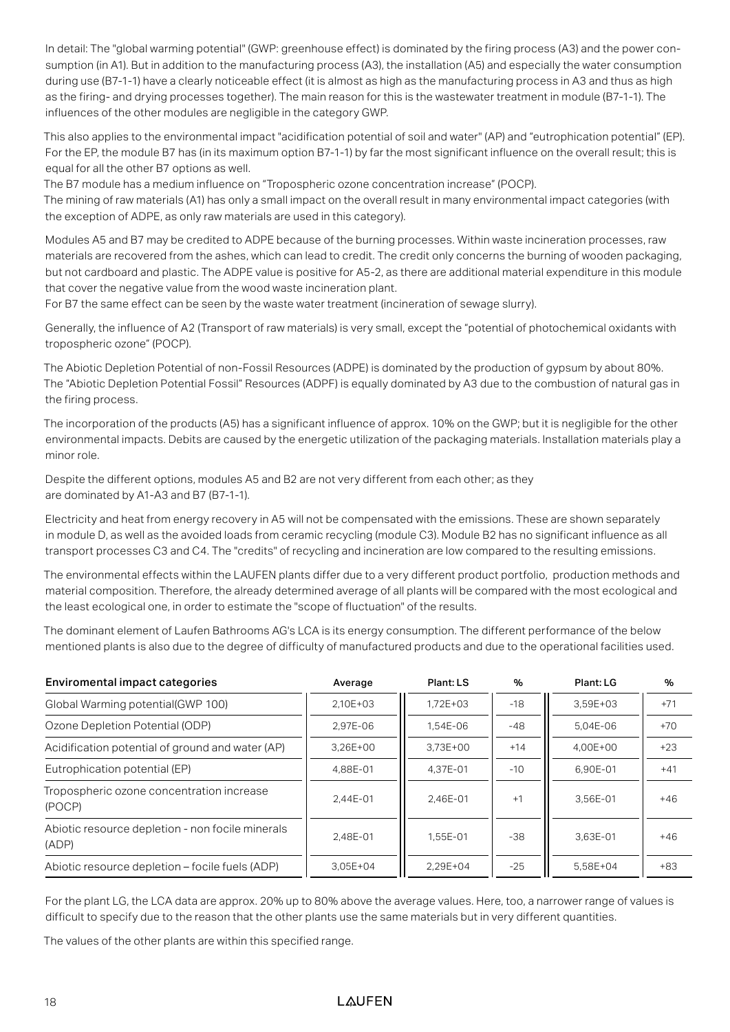In detail: The "global warming potential" (GWP: greenhouse effect) is dominated by the firing process (A3) and the power consumption (in A1). But in addition to the manufacturing process (A3), the installation (A5) and especially the water consumption during use (B7-1-1) have a clearly noticeable effect (it is almost as high as the manufacturing process in A3 and thus as high as the firing- and drying processes together). The main reason for this is the wastewater treatment in module (B7-1-1). The influences of the other modules are negligible in the category GWP.

This also applies to the environmental impact "acidification potential of soil and water" (AP) and "eutrophication potential" (EP). For the EP, the module B7 has (in its maximum option B7-1-1) by far the most significant influence on the overall result; this is equal for all the other B7 options as well.

The B7 module has a medium influence on "Tropospheric ozone concentration increase" (POCP).

The mining of raw materials (A1) has only a small impact on the overall result in many environmental impact categories (with the exception of ADPE, as only raw materials are used in this category).

Modules A5 and B7 may be credited to ADPE because of the burning processes. Within waste incineration processes, raw materials are recovered from the ashes, which can lead to credit. The credit only concerns the burning of wooden packaging, but not cardboard and plastic. The ADPE value is positive for A5-2, as there are additional material expenditure in this module that cover the negative value from the wood waste incineration plant.

For B7 the same effect can be seen by the waste water treatment (incineration of sewage slurry).

Generally, the influence of A2 (Transport of raw materials) is very small, except the "potential of photochemical oxidants with tropospheric ozone" (POCP).

The Abiotic Depletion Potential of non-Fossil Resources (ADPE) is dominated by the production of gypsum by about 80%. The "Abiotic Depletion Potential Fossil" Resources (ADPF) is equally dominated by A3 due to the combustion of natural gas in the firing process.

The incorporation of the products (A5) has a significant influence of approx. 10% on the GWP; but it is negligible for the other environmental impacts. Debits are caused by the energetic utilization of the packaging materials. Installation materials play a minor role.

Despite the different options, modules A5 and B2 are not very different from each other; as they are dominated by A1-A3 and B7 (B7-1-1).

Electricity and heat from energy recovery in A5 will not be compensated with the emissions. These are shown separately in module D, as well as the avoided loads from ceramic recycling (module C3). Module B2 has no significant influence as all transport processes C3 and C4. The "credits" of recycling and incineration are low compared to the resulting emissions.

The environmental effects within the LAUFEN plants differ due to a very different product portfolio, production methods and material composition. Therefore, the already determined average of all plants will be compared with the most ecological and the least ecological one, in order to estimate the "scope of fluctuation" of the results.

The dominant element of Laufen Bathrooms AG's LCA is its energy consumption. The different performance of the below mentioned plants is also due to the degree of difficulty of manufactured products and due to the operational facilities used.

| Enviromental impact categories | Average | Plant: LS | % | Plant: LG | % |
|---|---|---|---|---|---|
| Global Warming potential(GWP 100) | 2,10E+03 | 1,72E+03 | -18 | 3,59E+03 | +71 |
| Ozone Depletion Potential (ODP) | 2,97E-06 | 1,54E-06 | -48 | 5,04E-06 | +70 |
| Acidification potential of ground and water (AP) | 3,26E+00 | 3,73E+00 | +14 | 4,00E+00 | +23 |
| Eutrophication potential (EP) | 4,88E-01 | 4,37E-01 | -10 | 6,90E-01 | +41 |
| Tropospheric ozone concentration increase (POCP) | 2,44E-01 | 2,46E-01 | +1 | 3,56E-01 | +46 |
| Abiotic resource depletion - non focile minerals (ADP) | 2,48E-01 | 1,55E-01 | -38 | 3,63E-01 | +46 |
| Abiotic resource depletion – focile fuels (ADP) | 3,05E+04 | 2,29E+04 | -25 | 5,58E+04 | +83 |

For the plant LG, the LCA data are approx. 20% up to 80% above the average values. Here, too, a narrower range of values is difficult to specify due to the reason that the other plants use the same materials but in very different quantities.

The values of the other plants are within this specified range.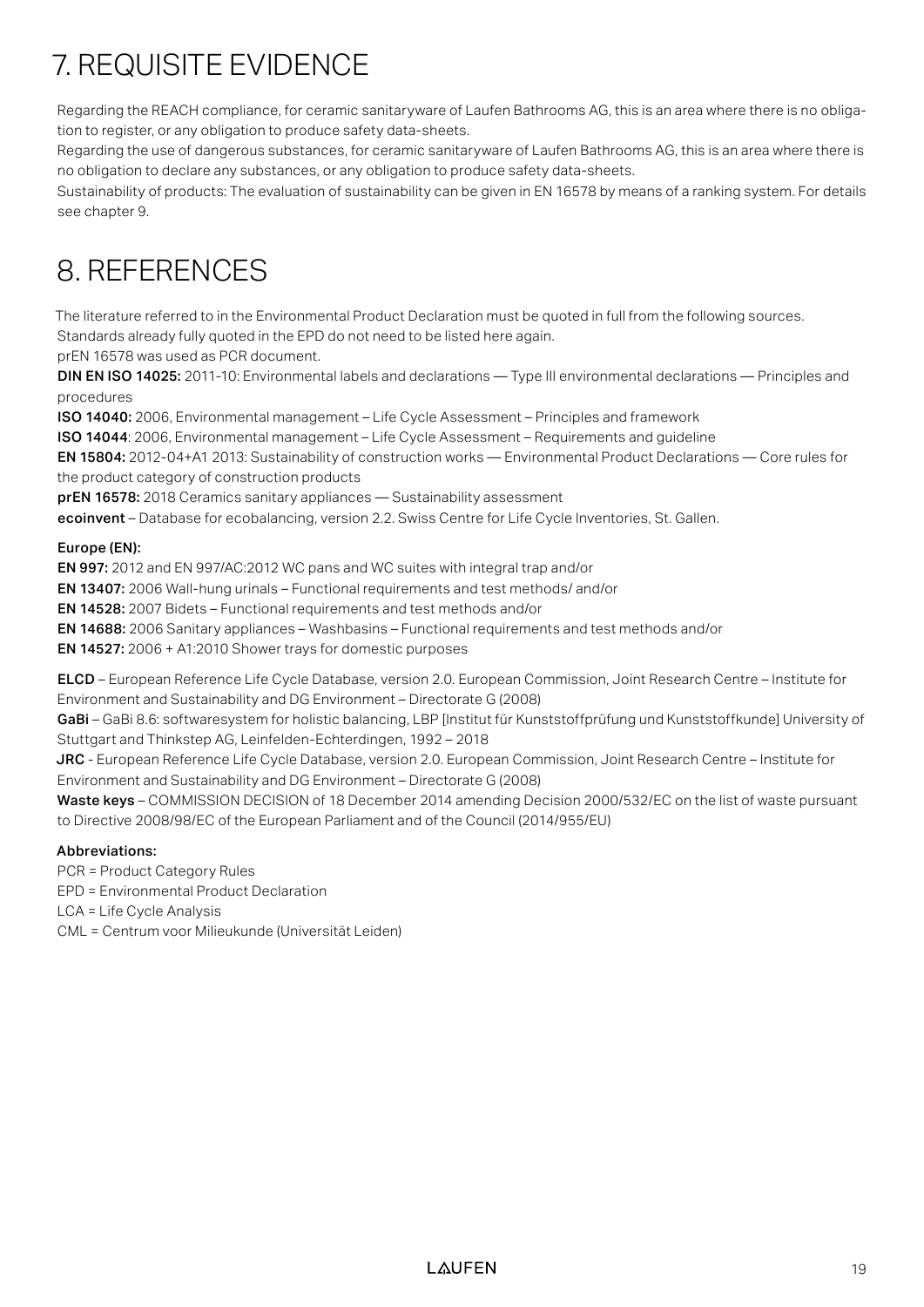# 7. REQUISITE EVIDENCE

Regarding the REACH compliance, for ceramic sanitaryware of Laufen Bathrooms AG, this is an area where there is no obligation to register, or any obligation to produce safety data-sheets.
Regarding the use of dangerous substances, for ceramic sanitaryware of Laufen Bathrooms AG, this is an area where there is no obligation to declare any substances, or any obligation to produce safety data-sheets.
Sustainability of products: The evaluation of sustainability can be given in EN 16578 by means of a ranking system. For details see chapter 9.

# 8. REFERENCES

The literature referred to in the Environmental Product Declaration must be quoted in full from the following sources.
Standards already fully quoted in the EPD do not need to be listed here again.
prEN 16578 was used as PCR document.
**DIN EN ISO 14025:** 2011-10: Environmental labels and declarations — Type III environmental declarations — Principles and procedures
**ISO 14040:** 2006, Environmental management – Life Cycle Assessment – Principles and framework
**ISO 14044**: 2006, Environmental management – Life Cycle Assessment – Requirements and guideline
**EN 15804:** 2012-04+A1 2013: Sustainability of construction works — Environmental Product Declarations — Core rules for the product category of construction products
**prEN 16578:** 2018 Ceramics sanitary appliances — Sustainability assessment
**ecoinvent** – Database for ecobalancing, version 2.2. Swiss Centre for Life Cycle Inventories, St. Gallen.

**Europe (EN):**
**EN 997:** 2012 and EN 997/AC:2012 WC pans and WC suites with integral trap and/or
**EN 13407:** 2006 Wall-hung urinals – Functional requirements and test methods/ and/or
**EN 14528:** 2007 Bidets – Functional requirements and test methods and/or
**EN 14688:** 2006 Sanitary appliances – Washbasins – Functional requirements and test methods and/or
**EN 14527:** 2006 + A1:2010 Shower trays for domestic purposes

**ELCD** – European Reference Life Cycle Database, version 2.0. European Commission, Joint Research Centre – Institute for Environment and Sustainability and DG Environment – Directorate G (2008)
**GaBi** – GaBi 8.6: softwaresystem for holistic balancing, LBP [Institut für Kunststoffprüfung und Kunststoffkunde] University of Stuttgart and Thinkstep AG, Leinfelden-Echterdingen, 1992 – 2018
**JRC** - European Reference Life Cycle Database, version 2.0. European Commission, Joint Research Centre – Institute for Environment and Sustainability and DG Environment – Directorate G (2008)
**Waste keys** – COMMISSION DECISION of 18 December 2014 amending Decision 2000/532/EC on the list of waste pursuant to Directive 2008/98/EC of the European Parliament and of the Council (2014/955/EU)

**Abbreviations:**
PCR = Product Category Rules
EPD = Environmental Product Declaration
LCA = Life Cycle Analysis
CML = Centrum voor Milieukunde (Universität Leiden)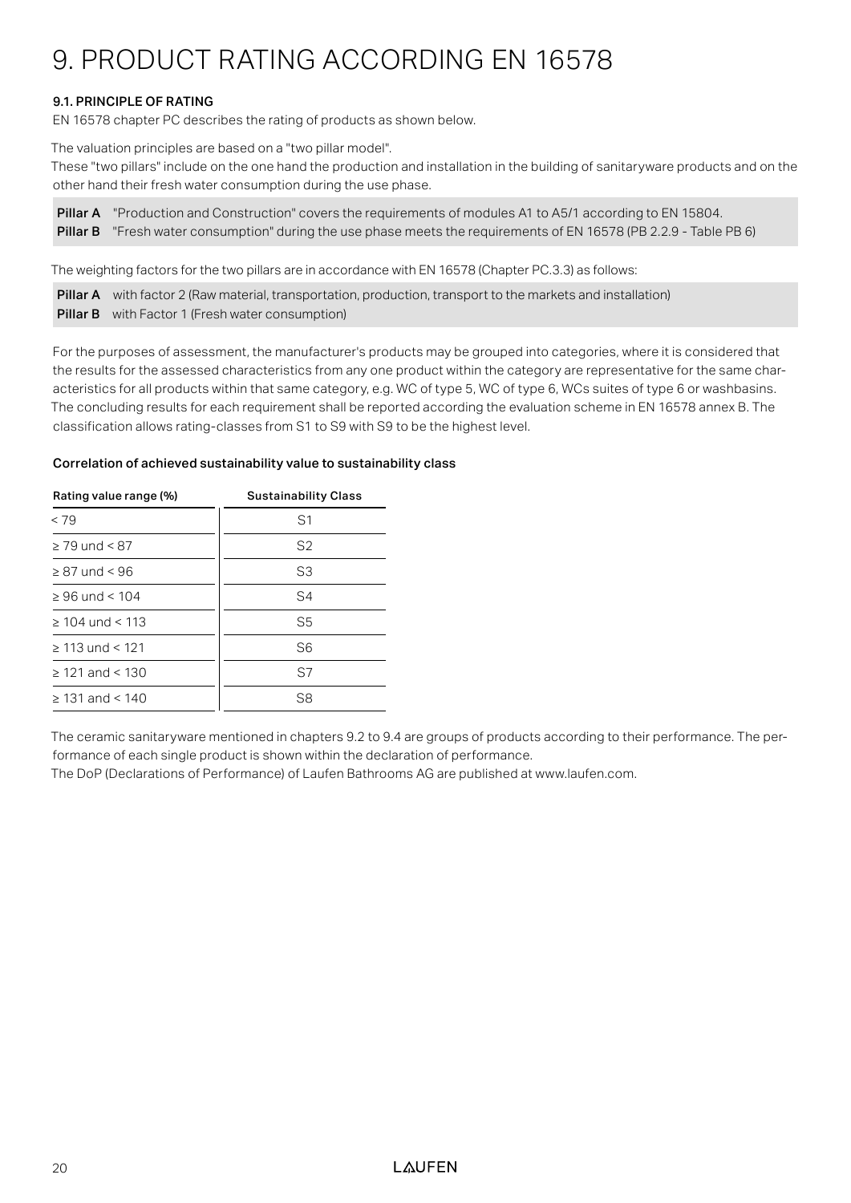# 9. PRODUCT RATING ACCORDING EN 16578

### 9.1. PRINCIPLE OF RATING

EN 16578 chapter PC describes the rating of products as shown below.

The valuation principles are based on a "two pillar model".
These "two pillars" include on the one hand the production and installation in the building of sanitaryware products and on the other hand their fresh water consumption during the use phase.

**Pillar A** "Production and Construction" covers the requirements of modules A1 to A5/1 according to EN 15804.
**Pillar B** "Fresh water consumption" during the use phase meets the requirements of EN 16578 (PB 2.2.9 - Table PB 6)

The weighting factors for the two pillars are in accordance with EN 16578 (Chapter PC.3.3) as follows:

**Pillar A** with factor 2 (Raw material, transportation, production, transport to the markets and installation)
**Pillar B** with Factor 1 (Fresh water consumption)

For the purposes of assessment, the manufacturer's products may be grouped into categories, where it is considered that the results for the assessed characteristics from any one product within the category are representative for the same characteristics for all products within that same category, e.g. WC of type 5, WC of type 6, WCs suites of type 6 or washbasins. The concluding results for each requirement shall be reported according the evaluation scheme in EN 16578 annex B. The classification allows rating-classes from S1 to S9 with S9 to be the highest level.

**Correlation of achieved sustainability value to sustainability class**

| Rating value range (%) | Sustainability Class |
|---|---|
| < 79 | S1 |
| ≥ 79 und < 87 | S2 |
| ≥ 87 und < 96 | S3 |
| ≥ 96 und < 104 | S4 |
| ≥ 104 und < 113 | S5 |
| ≥ 113 und < 121 | S6 |
| ≥ 121 and < 130 | S7 |
| ≥ 131 and < 140 | S8 |

The ceramic sanitaryware mentioned in chapters 9.2 to 9.4 are groups of products according to their performance. The performance of each single product is shown within the declaration of performance.
The DoP (Declarations of Performance) of Laufen Bathrooms AG are published at www.laufen.com.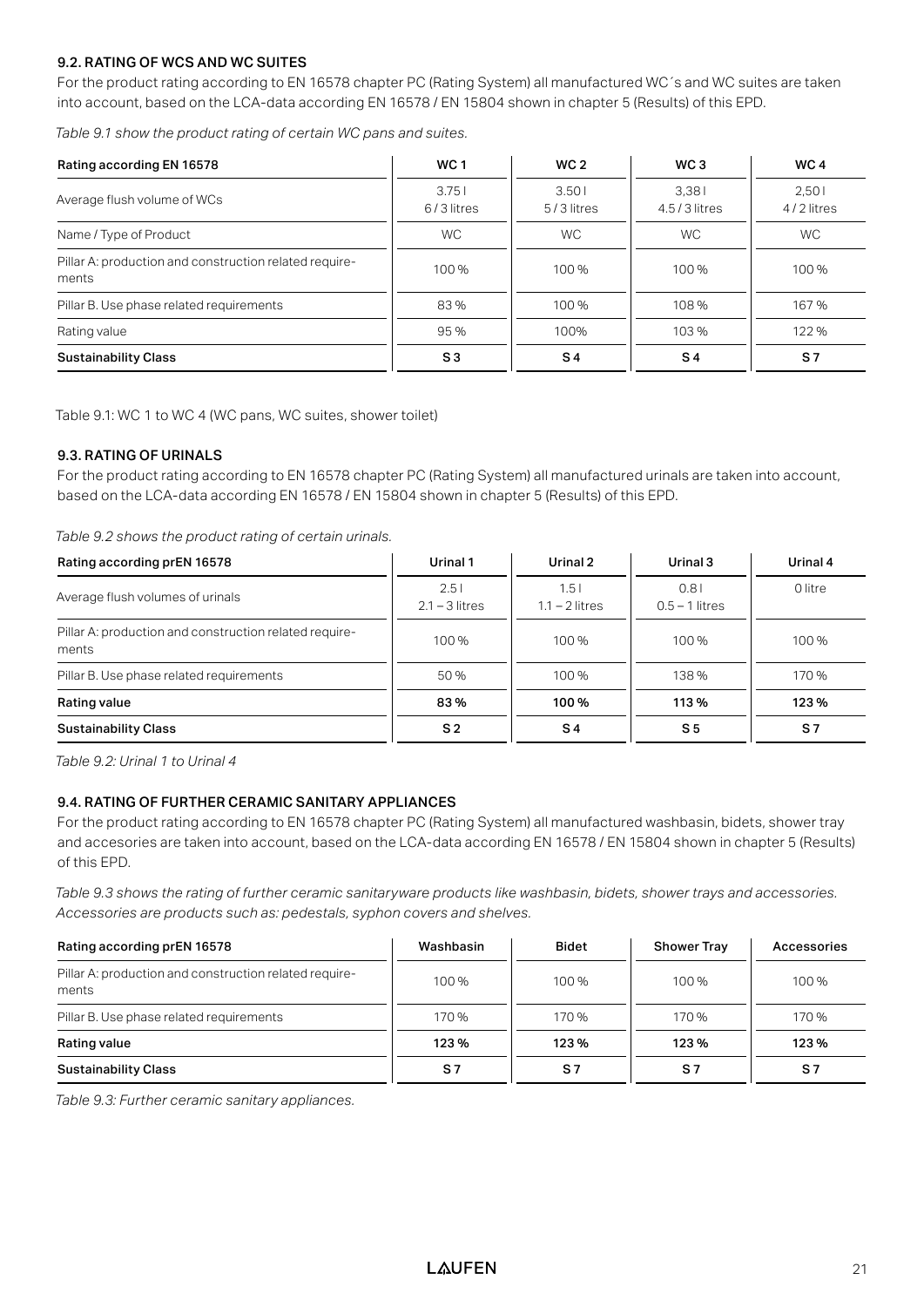### 9.2. RATING OF WCS AND WC SUITES

For the product rating according to EN 16578 chapter PC (Rating System) all manufactured WC´s and WC suites are taken into account, based on the LCA-data according EN 16578 / EN 15804 shown in chapter 5 (Results) of this EPD.

*Table 9.1 show the product rating of certain WC pans and suites.*

| Rating according EN 16578 | WC 1 | WC 2 | WC 3 | WC 4 |
|---|---|---|---|---|
| Average flush volume of WCs | 3.75 l<br>6 / 3 litres | 3.50 l<br>5 / 3 litres | 3,38 l<br>4.5 / 3 litres | 2,50 l<br>4 / 2 litres |
| Name / Type of Product | WC | WC | WC | WC |
| Pillar A: production and construction related requirements | 100 % | 100 % | 100 % | 100 % |
| Pillar B. Use phase related requirements | 83 % | 100 % | 108 % | 167 % |
| Rating value | 95 % | 100% | 103 % | 122 % |
| **Sustainability Class** | **S 3** | **S 4** | **S 4** | **S 7** |

Table 9.1: WC 1 to WC 4 (WC pans, WC suites, shower toilet)

### 9.3. RATING OF URINALS

For the product rating according to EN 16578 chapter PC (Rating System) all manufactured urinals are taken into account, based on the LCA-data according EN 16578 / EN 15804 shown in chapter 5 (Results) of this EPD.

*Table 9.2 shows the product rating of certain urinals.*

| Rating according prEN 16578 | Urinal 1 | Urinal 2 | Urinal 3 | Urinal 4 |
|---|---|---|---|---|
| Average flush volumes of urinals | 2.5 l<br>2.1 – 3 litres | 1.5 l<br>1.1 – 2 litres | 0.8 l<br>0.5 – 1 litres | 0 litre |
| Pillar A: production and construction related requirements | 100 % | 100 % | 100 % | 100 % |
| Pillar B. Use phase related requirements | 50 % | 100 % | 138 % | 170 % |
| **Rating value** | **83 %** | **100 %** | **113 %** | **123 %** |
| **Sustainability Class** | **S 2** | **S 4** | **S 5** | **S 7** |

*Table 9.2: Urinal 1 to Urinal 4*

### 9.4. RATING OF FURTHER CERAMIC SANITARY APPLIANCES

For the product rating according to EN 16578 chapter PC (Rating System) all manufactured washbasin, bidets, shower tray and accesories are taken into account, based on the LCA-data according EN 16578 / EN 15804 shown in chapter 5 (Results) of this EPD.

*Table 9.3 shows the rating of further ceramic sanitaryware products like washbasin, bidets, shower trays and accessories. Accessories are products such as: pedestals, syphon covers and shelves.*

| Rating according prEN 16578 | Washbasin | Bidet | Shower Tray | Accessories |
|---|---|---|---|---|
| Pillar A: production and construction related requirements | 100 % | 100 % | 100 % | 100 % |
| Pillar B. Use phase related requirements | 170 % | 170 % | 170 % | 170 % |
| **Rating value** | **123 %** | **123 %** | **123 %** | **123 %** |
| **Sustainability Class** | **S 7** | **S 7** | **S 7** | **S 7** |

*Table 9.3: Further ceramic sanitary appliances.*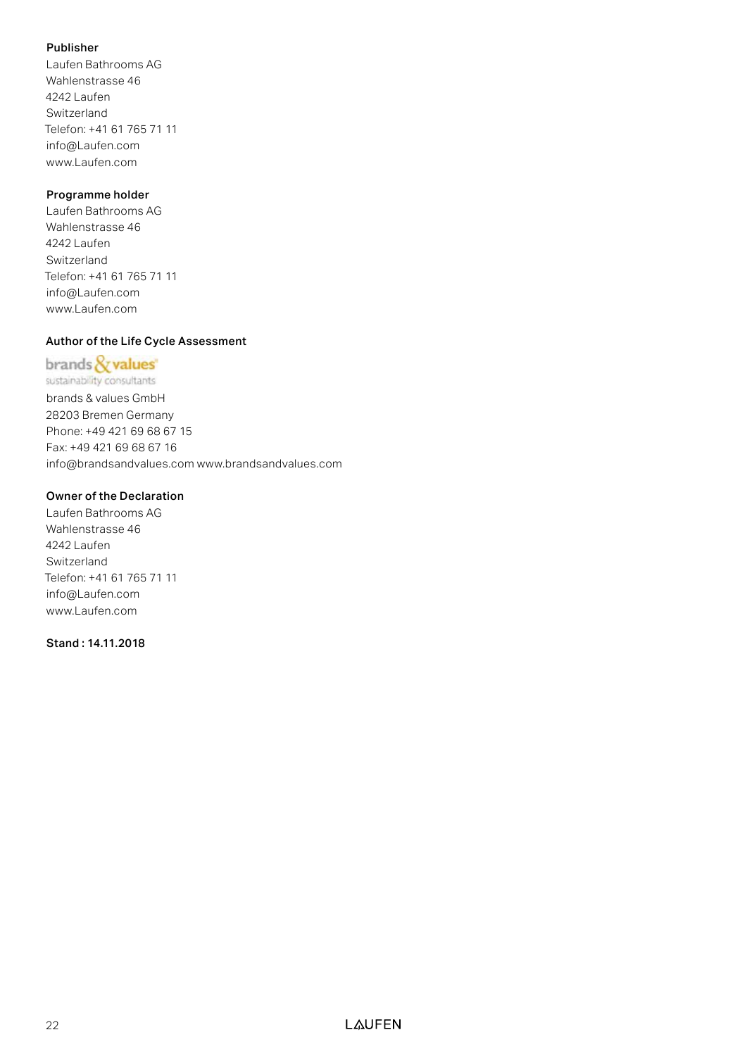**Publisher**

Laufen Bathrooms AG
Wahlenstrasse 46
4242 Laufen
Switzerland
Telefon: +41 61 765 71 11
info@Laufen.com
www.Laufen.com

**Programme holder**

Laufen Bathrooms AG
Wahlenstrasse 46
4242 Laufen
Switzerland
Telefon: +41 61 765 71 11
info@Laufen.com
www.Laufen.com

**Author of the Life Cycle Assessment**

brands & values
sustainability consultants

brands & values GmbH
28203 Bremen Germany
Phone: +49 421 69 68 67 15
Fax: +49 421 69 68 67 16
info@brandsandvalues.com www.brandsandvalues.com

**Owner of the Declaration**

Laufen Bathrooms AG
Wahlenstrasse 46
4242 Laufen
Switzerland
Telefon: +41 61 765 71 11
info@Laufen.com
www.Laufen.com

**Stand : 14.11.2018**